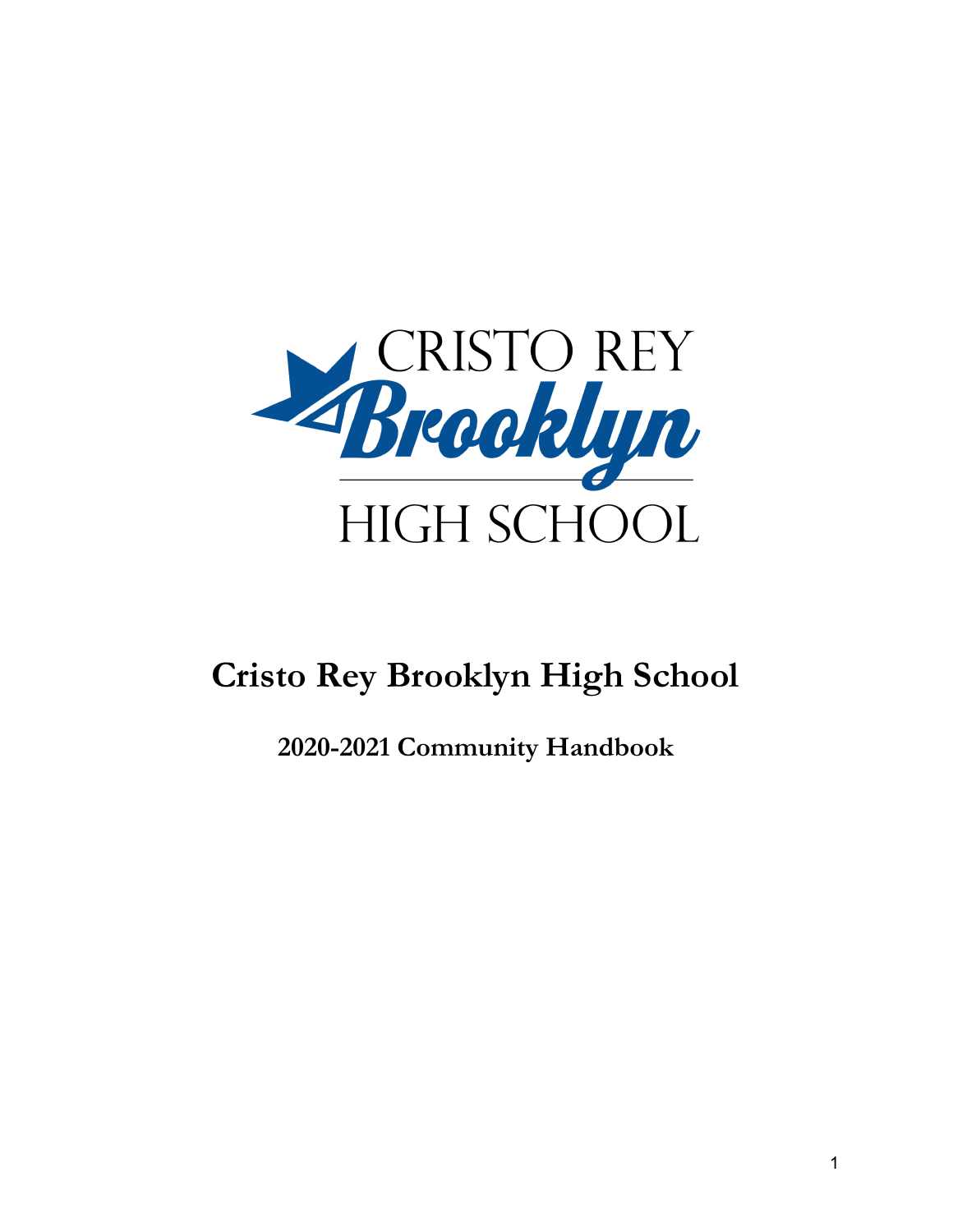# Cristo Rey Brooklyn High School

## 2020-2021 Community Handbook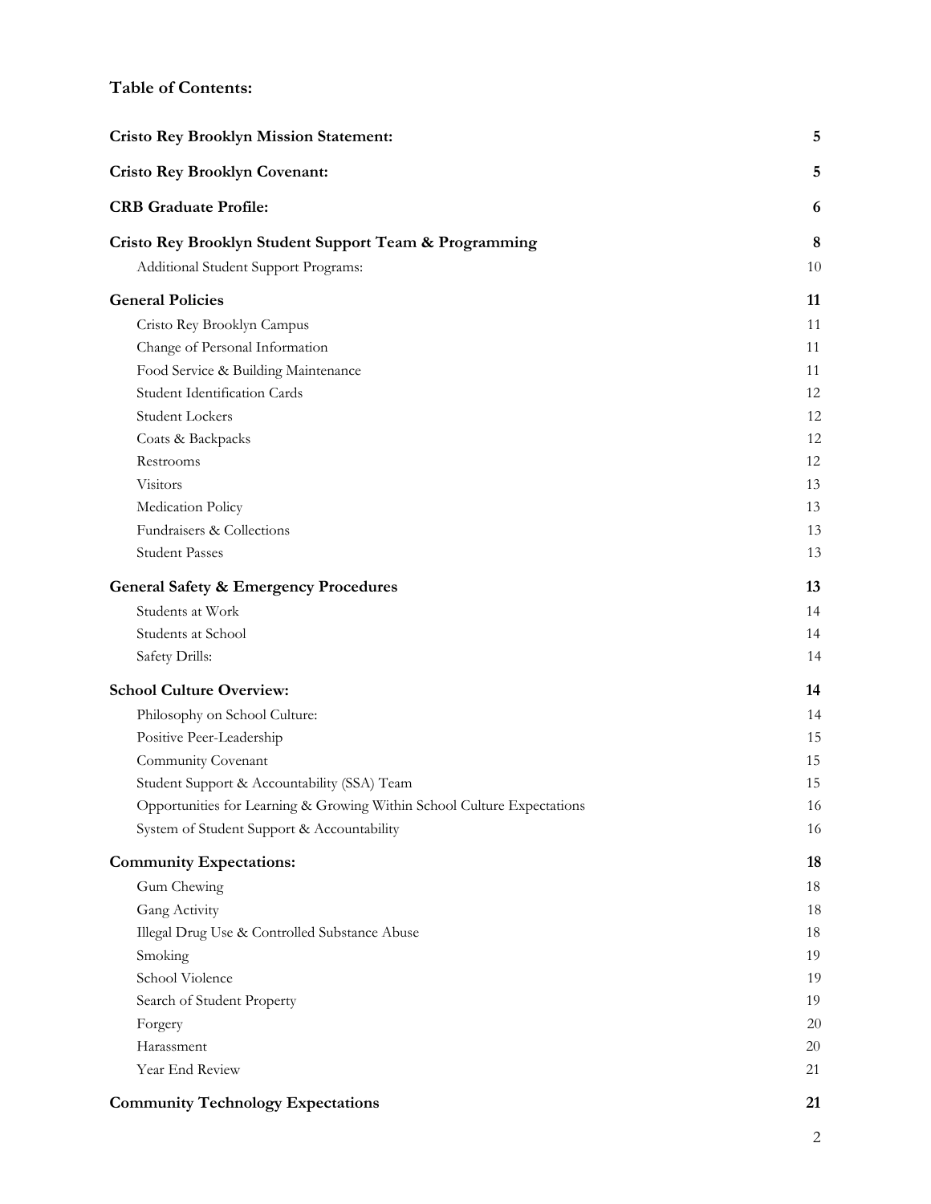**Table of Contents:**

| | |
|---|---|
| **Cristo Rey Brooklyn Mission Statement:** | **5** |
| **Cristo Rey Brooklyn Covenant:** | **5** |
| **CRB Graduate Profile:** | **6** |
| **Cristo Rey Brooklyn Student Support Team & Programming** | **8** |
| Additional Student Support Programs: | 10 |
| **General Policies** | **11** |
| Cristo Rey Brooklyn Campus | 11 |
| Change of Personal Information | 11 |
| Food Service & Building Maintenance | 11 |
| Student Identification Cards | 12 |
| Student Lockers | 12 |
| Coats & Backpacks | 12 |
| Restrooms | 12 |
| Visitors | 13 |
| Medication Policy | 13 |
| Fundraisers & Collections | 13 |
| Student Passes | 13 |
| **General Safety & Emergency Procedures** | **13** |
| Students at Work | 14 |
| Students at School | 14 |
| Safety Drills: | 14 |
| **School Culture Overview:** | **14** |
| Philosophy on School Culture: | 14 |
| Positive Peer-Leadership | 15 |
| Community Covenant | 15 |
| Student Support & Accountability (SSA) Team | 15 |
| Opportunities for Learning & Growing Within School Culture Expectations | 16 |
| System of Student Support & Accountability | 16 |
| **Community Expectations:** | **18** |
| Gum Chewing | 18 |
| Gang Activity | 18 |
| Illegal Drug Use & Controlled Substance Abuse | 18 |
| Smoking | 19 |
| School Violence | 19 |
| Search of Student Property | 19 |
| Forgery | 20 |
| Harassment | 20 |
| Year End Review | 21 |
| **Community Technology Expectations** | **21** |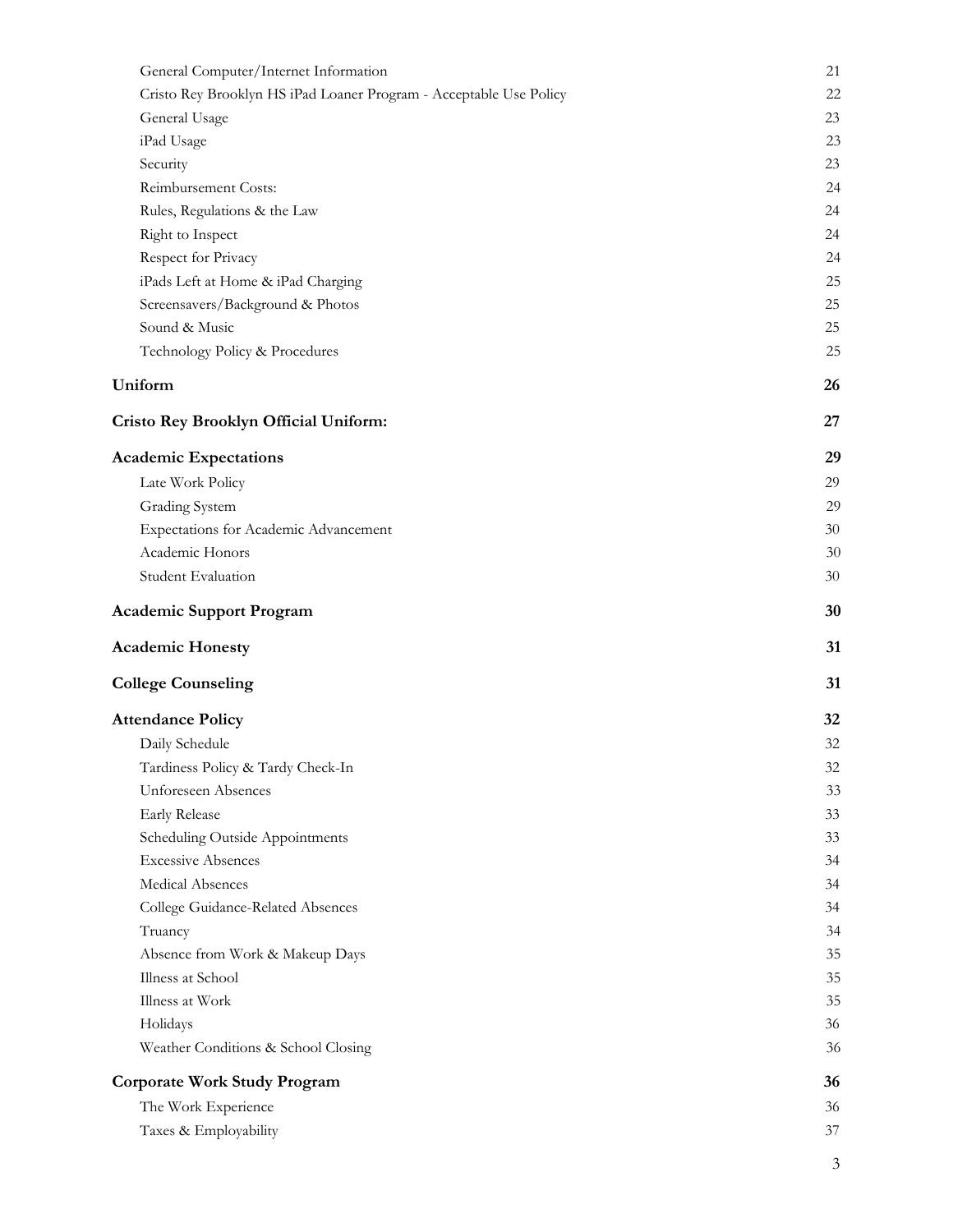| | |
|---|---|
| General Computer/Internet Information | 21 |
| Cristo Rey Brooklyn HS iPad Loaner Program - Acceptable Use Policy | 22 |
| General Usage | 23 |
| iPad Usage | 23 |
| Security | 23 |
| Reimbursement Costs: | 24 |
| Rules, Regulations & the Law | 24 |
| Right to Inspect | 24 |
| Respect for Privacy | 24 |
| iPads Left at Home & iPad Charging | 25 |
| Screensavers/Background & Photos | 25 |
| Sound & Music | 25 |
| Technology Policy & Procedures | 25 |
| **Uniform** | **26** |
| **Cristo Rey Brooklyn Official Uniform:** | **27** |
| **Academic Expectations** | **29** |
| Late Work Policy | 29 |
| Grading System | 29 |
| Expectations for Academic Advancement | 30 |
| Academic Honors | 30 |
| Student Evaluation | 30 |
| **Academic Support Program** | **30** |
| **Academic Honesty** | **31** |
| **College Counseling** | **31** |
| **Attendance Policy** | **32** |
| Daily Schedule | 32 |
| Tardiness Policy & Tardy Check-In | 32 |
| Unforeseen Absences | 33 |
| Early Release | 33 |
| Scheduling Outside Appointments | 33 |
| Excessive Absences | 34 |
| Medical Absences | 34 |
| College Guidance-Related Absences | 34 |
| Truancy | 34 |
| Absence from Work & Makeup Days | 35 |
| Illness at School | 35 |
| Illness at Work | 35 |
| Holidays | 36 |
| Weather Conditions & School Closing | 36 |
| **Corporate Work Study Program** | **36** |
| The Work Experience | 36 |
| Taxes & Employability | 37 |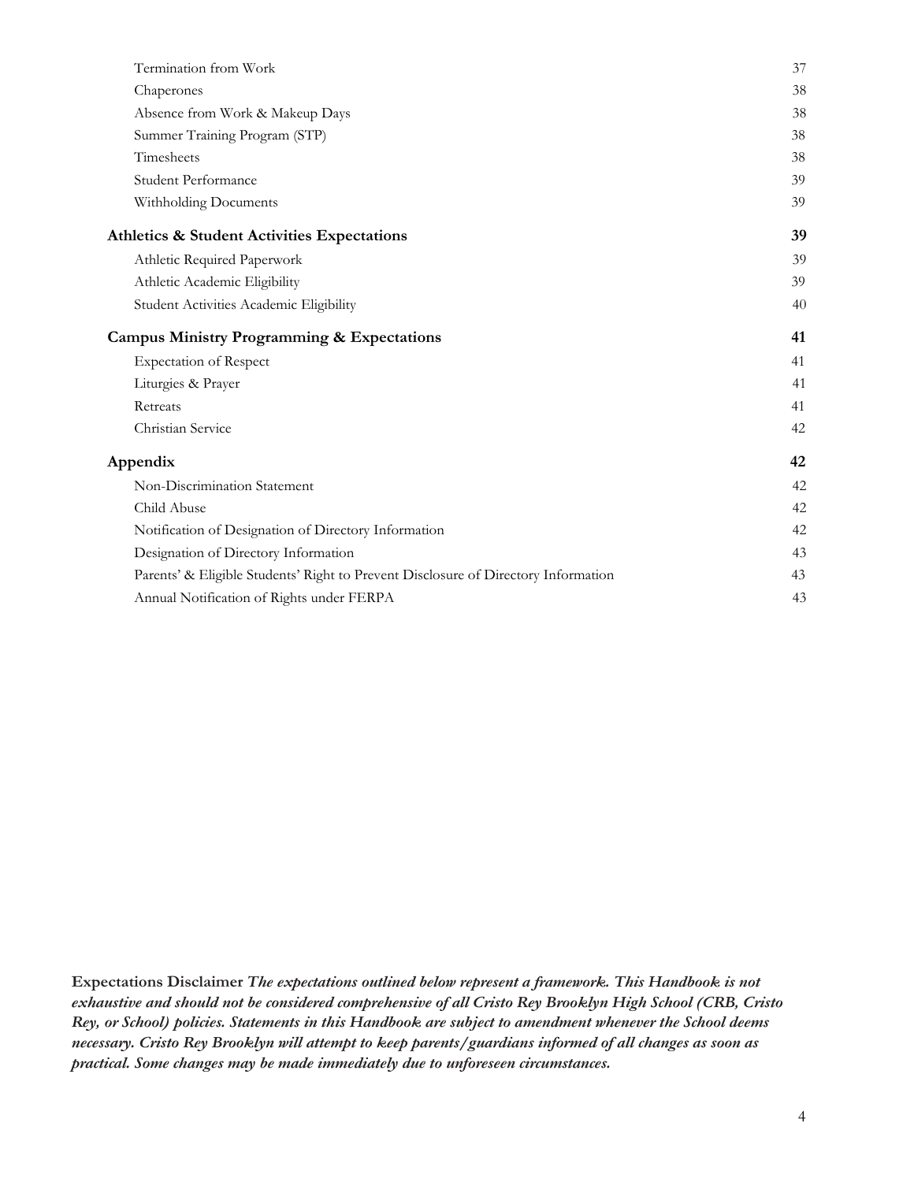| | |
|---|---|
| Termination from Work | 37 |
| Chaperones | 38 |
| Absence from Work & Makeup Days | 38 |
| Summer Training Program (STP) | 38 |
| Timesheets | 38 |
| Student Performance | 39 |
| Withholding Documents | 39 |
| **Athletics & Student Activities Expectations** | **39** |
| Athletic Required Paperwork | 39 |
| Athletic Academic Eligibility | 39 |
| Student Activities Academic Eligibility | 40 |
| **Campus Ministry Programming & Expectations** | **41** |
| Expectation of Respect | 41 |
| Liturgies & Prayer | 41 |
| Retreats | 41 |
| Christian Service | 42 |
| **Appendix** | **42** |
| Non-Discrimination Statement | 42 |
| Child Abuse | 42 |
| Notification of Designation of Directory Information | 42 |
| Designation of Directory Information | 43 |
| Parents' & Eligible Students' Right to Prevent Disclosure of Directory Information | 43 |
| Annual Notification of Rights under FERPA | 43 |

**Expectations Disclaimer** ***The expectations outlined below represent a framework. This Handbook is not exhaustive and should not be considered comprehensive of all Cristo Rey Brooklyn High School (CRB, Cristo Rey, or School) policies. Statements in this Handbook are subject to amendment whenever the School deems necessary. Cristo Rey Brooklyn will attempt to keep parents/guardians informed of all changes as soon as practical. Some changes may be made immediately due to unforeseen circumstances.***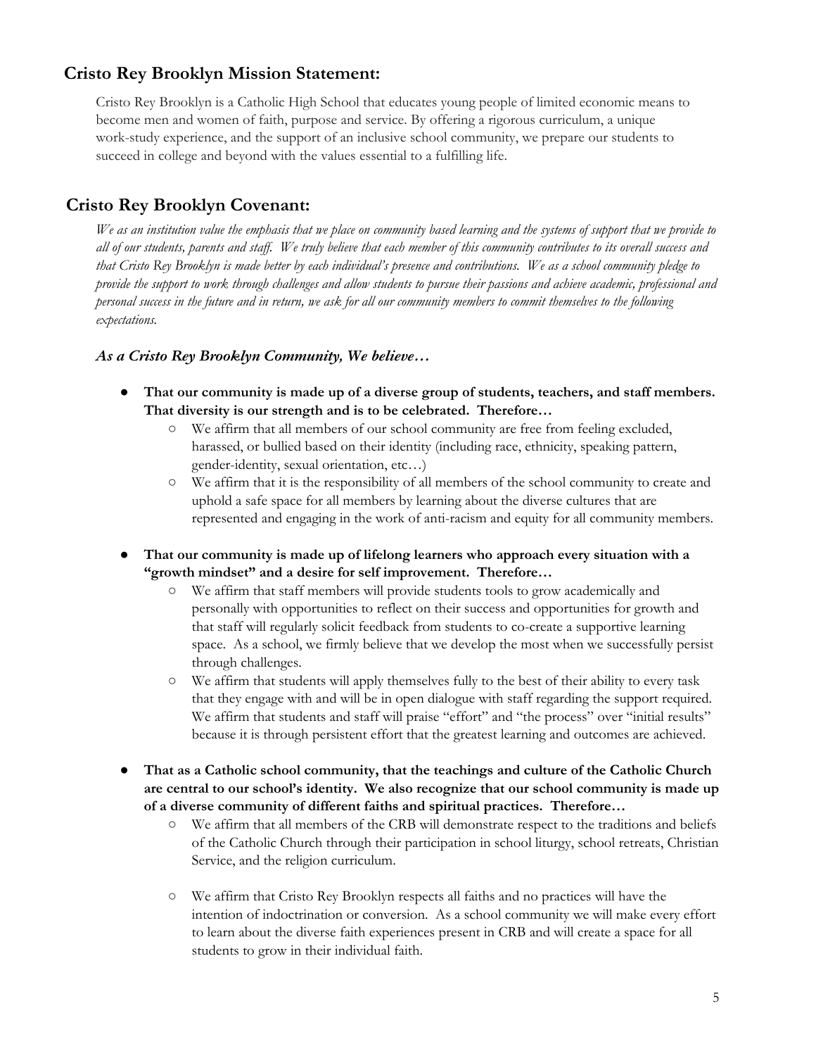## Cristo Rey Brooklyn Mission Statement:

Cristo Rey Brooklyn is a Catholic High School that educates young people of limited economic means to become men and women of faith, purpose and service. By offering a rigorous curriculum, a unique work-study experience, and the support of an inclusive school community, we prepare our students to succeed in college and beyond with the values essential to a fulfilling life.

## Cristo Rey Brooklyn Covenant:

*We as an institution value the emphasis that we place on community based learning and the systems of support that we provide to all of our students, parents and staff. We truly believe that each member of this community contributes to its overall success and that Cristo Rey Brooklyn is made better by each individual's presence and contributions. We as a school community pledge to provide the support to work through challenges and allow students to pursue their passions and achieve academic, professional and personal success in the future and in return, we ask for all our community members to commit themselves to the following expectations.*

***As a Cristo Rey Brooklyn Community, We believe…***

- **That our community is made up of a diverse group of students, teachers, and staff members. That diversity is our strength and is to be celebrated. Therefore…**
  - We affirm that all members of our school community are free from feeling excluded, harassed, or bullied based on their identity (including race, ethnicity, speaking pattern, gender-identity, sexual orientation, etc…)
  - We affirm that it is the responsibility of all members of the school community to create and uphold a safe space for all members by learning about the diverse cultures that are represented and engaging in the work of anti-racism and equity for all community members.
- **That our community is made up of lifelong learners who approach every situation with a "growth mindset" and a desire for self improvement. Therefore…**
  - We affirm that staff members will provide students tools to grow academically and personally with opportunities to reflect on their success and opportunities for growth and that staff will regularly solicit feedback from students to co-create a supportive learning space. As a school, we firmly believe that we develop the most when we successfully persist through challenges.
  - We affirm that students will apply themselves fully to the best of their ability to every task that they engage with and will be in open dialogue with staff regarding the support required. We affirm that students and staff will praise "effort" and "the process" over "initial results" because it is through persistent effort that the greatest learning and outcomes are achieved.
- **That as a Catholic school community, that the teachings and culture of the Catholic Church are central to our school's identity. We also recognize that our school community is made up of a diverse community of different faiths and spiritual practices. Therefore…**
  - We affirm that all members of the CRB will demonstrate respect to the traditions and beliefs of the Catholic Church through their participation in school liturgy, school retreats, Christian Service, and the religion curriculum.
  - We affirm that Cristo Rey Brooklyn respects all faiths and no practices will have the intention of indoctrination or conversion. As a school community we will make every effort to learn about the diverse faith experiences present in CRB and will create a space for all students to grow in their individual faith.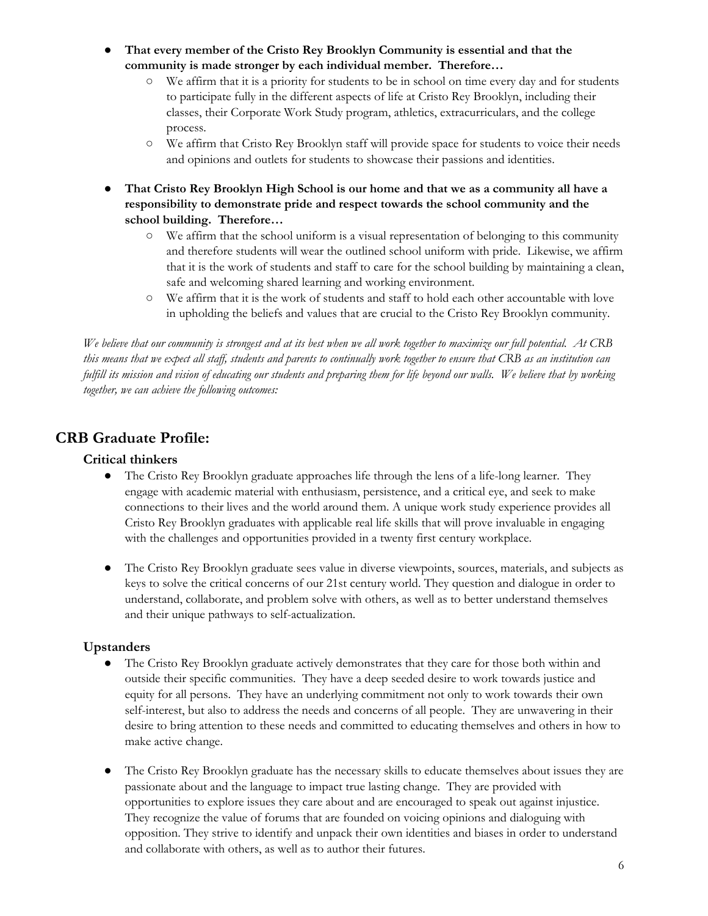- **That every member of the Cristo Rey Brooklyn Community is essential and that the community is made stronger by each individual member. Therefore…**
    - We affirm that it is a priority for students to be in school on time every day and for students to participate fully in the different aspects of life at Cristo Rey Brooklyn, including their classes, their Corporate Work Study program, athletics, extracurriculars, and the college process.
    - We affirm that Cristo Rey Brooklyn staff will provide space for students to voice their needs and opinions and outlets for students to showcase their passions and identities.
- **That Cristo Rey Brooklyn High School is our home and that we as a community all have a responsibility to demonstrate pride and respect towards the school community and the school building. Therefore…**
    - We affirm that the school uniform is a visual representation of belonging to this community and therefore students will wear the outlined school uniform with pride. Likewise, we affirm that it is the work of students and staff to care for the school building by maintaining a clean, safe and welcoming shared learning and working environment.
    - We affirm that it is the work of students and staff to hold each other accountable with love in upholding the beliefs and values that are crucial to the Cristo Rey Brooklyn community.

*We believe that our community is strongest and at its best when we all work together to maximize our full potential. At CRB this means that we expect all staff, students and parents to continually work together to ensure that CRB as an institution can fulfill its mission and vision of educating our students and preparing them for life beyond our walls. We believe that by working together, we can achieve the following outcomes:*

## CRB Graduate Profile:

### Critical thinkers

- The Cristo Rey Brooklyn graduate approaches life through the lens of a life-long learner. They engage with academic material with enthusiasm, persistence, and a critical eye, and seek to make connections to their lives and the world around them. A unique work study experience provides all Cristo Rey Brooklyn graduates with applicable real life skills that will prove invaluable in engaging with the challenges and opportunities provided in a twenty first century workplace.

- The Cristo Rey Brooklyn graduate sees value in diverse viewpoints, sources, materials, and subjects as keys to solve the critical concerns of our 21st century world. They question and dialogue in order to understand, collaborate, and problem solve with others, as well as to better understand themselves and their unique pathways to self-actualization.

### Upstanders

- The Cristo Rey Brooklyn graduate actively demonstrates that they care for those both within and outside their specific communities. They have a deep seeded desire to work towards justice and equity for all persons. They have an underlying commitment not only to work towards their own self-interest, but also to address the needs and concerns of all people. They are unwavering in their desire to bring attention to these needs and committed to educating themselves and others in how to make active change.

- The Cristo Rey Brooklyn graduate has the necessary skills to educate themselves about issues they are passionate about and the language to impact true lasting change. They are provided with opportunities to explore issues they care about and are encouraged to speak out against injustice. They recognize the value of forums that are founded on voicing opinions and dialoguing with opposition. They strive to identify and unpack their own identities and biases in order to understand and collaborate with others, as well as to author their futures.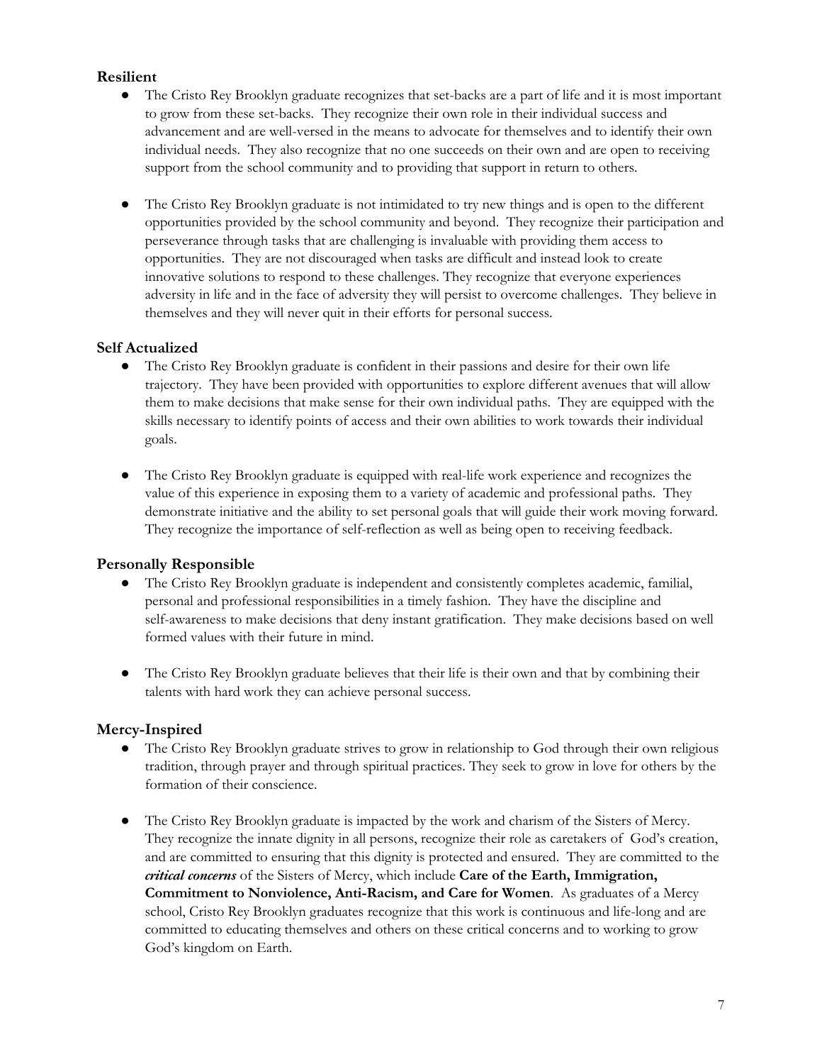### Resilient

- The Cristo Rey Brooklyn graduate recognizes that set-backs are a part of life and it is most important to grow from these set-backs. They recognize their own role in their individual success and advancement and are well-versed in the means to advocate for themselves and to identify their own individual needs. They also recognize that no one succeeds on their own and are open to receiving support from the school community and to providing that support in return to others.

- The Cristo Rey Brooklyn graduate is not intimidated to try new things and is open to the different opportunities provided by the school community and beyond. They recognize their participation and perseverance through tasks that are challenging is invaluable with providing them access to opportunities. They are not discouraged when tasks are difficult and instead look to create innovative solutions to respond to these challenges. They recognize that everyone experiences adversity in life and in the face of adversity they will persist to overcome challenges. They believe in themselves and they will never quit in their efforts for personal success.

### Self Actualized

- The Cristo Rey Brooklyn graduate is confident in their passions and desire for their own life trajectory. They have been provided with opportunities to explore different avenues that will allow them to make decisions that make sense for their own individual paths. They are equipped with the skills necessary to identify points of access and their own abilities to work towards their individual goals.

- The Cristo Rey Brooklyn graduate is equipped with real-life work experience and recognizes the value of this experience in exposing them to a variety of academic and professional paths. They demonstrate initiative and the ability to set personal goals that will guide their work moving forward. They recognize the importance of self-reflection as well as being open to receiving feedback.

### Personally Responsible

- The Cristo Rey Brooklyn graduate is independent and consistently completes academic, familial, personal and professional responsibilities in a timely fashion. They have the discipline and self-awareness to make decisions that deny instant gratification. They make decisions based on well formed values with their future in mind.

- The Cristo Rey Brooklyn graduate believes that their life is their own and that by combining their talents with hard work they can achieve personal success.

### Mercy-Inspired

- The Cristo Rey Brooklyn graduate strives to grow in relationship to God through their own religious tradition, through prayer and through spiritual practices. They seek to grow in love for others by the formation of their conscience.

- The Cristo Rey Brooklyn graduate is impacted by the work and charism of the Sisters of Mercy. They recognize the innate dignity in all persons, recognize their role as caretakers of God's creation, and are committed to ensuring that this dignity is protected and ensured. They are committed to the ***critical concerns*** of the Sisters of Mercy, which include **Care of the Earth, Immigration, Commitment to Nonviolence, Anti-Racism, and Care for Women**. As graduates of a Mercy school, Cristo Rey Brooklyn graduates recognize that this work is continuous and life-long and are committed to educating themselves and others on these critical concerns and to working to grow God's kingdom on Earth.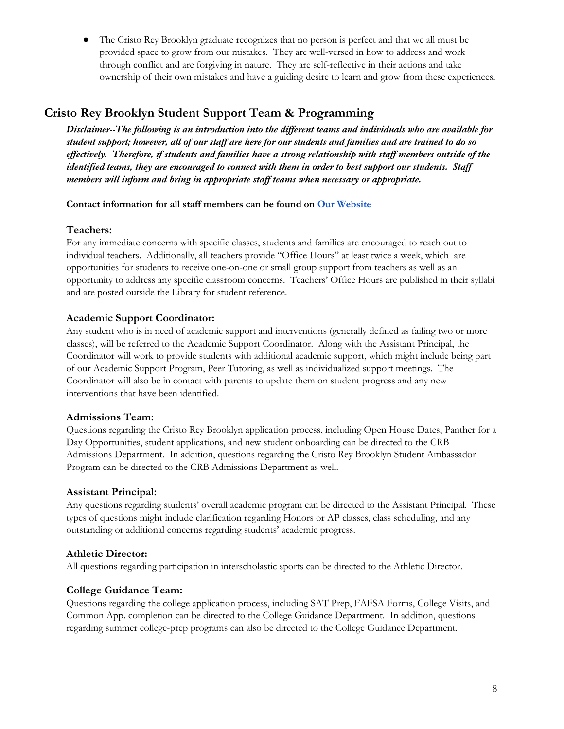- The Cristo Rey Brooklyn graduate recognizes that no person is perfect and that we all must be provided space to grow from our mistakes. They are well-versed in how to address and work through conflict and are forgiving in nature. They are self-reflective in their actions and take ownership of their own mistakes and have a guiding desire to learn and grow from these experiences.

## Cristo Rey Brooklyn Student Support Team & Programming

***Disclaimer--The following is an introduction into the different teams and individuals who are available for student support; however, all of our staff are here for our students and families and are trained to do so effectively. Therefore, if students and families have a strong relationship with staff members outside of the identified teams, they are encouraged to connect with them in order to best support our students. Staff members will inform and bring in appropriate staff teams when necessary or appropriate.***

**Contact information for all staff members can be found on [Our Website]()**

### Teachers:

For any immediate concerns with specific classes, students and families are encouraged to reach out to individual teachers. Additionally, all teachers provide "Office Hours" at least twice a week, which are opportunities for students to receive one-on-one or small group support from teachers as well as an opportunity to address any specific classroom concerns. Teachers' Office Hours are published in their syllabi and are posted outside the Library for student reference.

### Academic Support Coordinator:

Any student who is in need of academic support and interventions (generally defined as failing two or more classes), will be referred to the Academic Support Coordinator. Along with the Assistant Principal, the Coordinator will work to provide students with additional academic support, which might include being part of our Academic Support Program, Peer Tutoring, as well as individualized support meetings. The Coordinator will also be in contact with parents to update them on student progress and any new interventions that have been identified.

### Admissions Team:

Questions regarding the Cristo Rey Brooklyn application process, including Open House Dates, Panther for a Day Opportunities, student applications, and new student onboarding can be directed to the CRB Admissions Department. In addition, questions regarding the Cristo Rey Brooklyn Student Ambassador Program can be directed to the CRB Admissions Department as well.

### Assistant Principal:

Any questions regarding students' overall academic program can be directed to the Assistant Principal. These types of questions might include clarification regarding Honors or AP classes, class scheduling, and any outstanding or additional concerns regarding students' academic progress.

### Athletic Director:

All questions regarding participation in interscholastic sports can be directed to the Athletic Director.

### College Guidance Team:

Questions regarding the college application process, including SAT Prep, FAFSA Forms, College Visits, and Common App. completion can be directed to the College Guidance Department. In addition, questions regarding summer college-prep programs can also be directed to the College Guidance Department.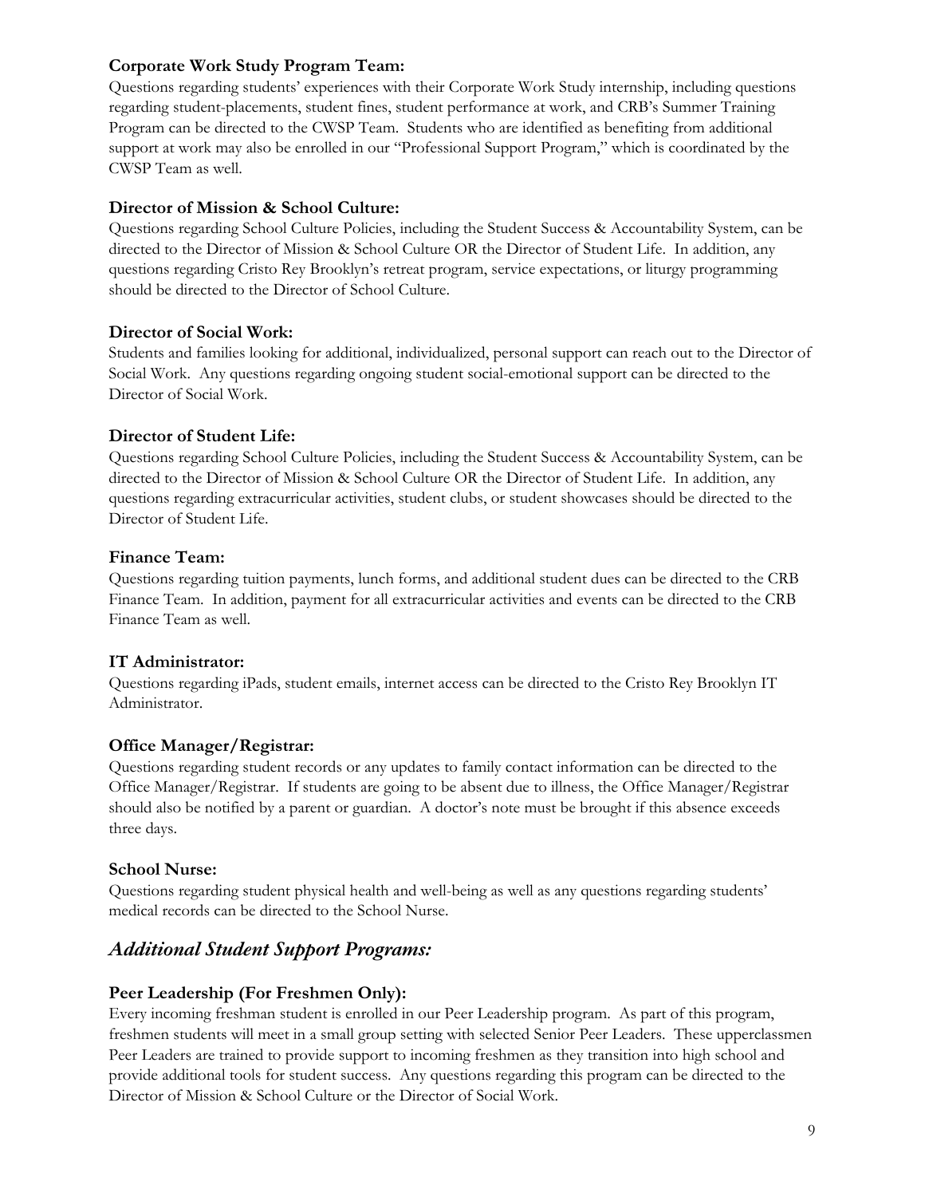### Corporate Work Study Program Team:

Questions regarding students' experiences with their Corporate Work Study internship, including questions regarding student-placements, student fines, student performance at work, and CRB's Summer Training Program can be directed to the CWSP Team. Students who are identified as benefiting from additional support at work may also be enrolled in our "Professional Support Program," which is coordinated by the CWSP Team as well.

### Director of Mission & School Culture:

Questions regarding School Culture Policies, including the Student Success & Accountability System, can be directed to the Director of Mission & School Culture OR the Director of Student Life. In addition, any questions regarding Cristo Rey Brooklyn's retreat program, service expectations, or liturgy programming should be directed to the Director of School Culture.

### Director of Social Work:

Students and families looking for additional, individualized, personal support can reach out to the Director of Social Work. Any questions regarding ongoing student social-emotional support can be directed to the Director of Social Work.

### Director of Student Life:

Questions regarding School Culture Policies, including the Student Success & Accountability System, can be directed to the Director of Mission & School Culture OR the Director of Student Life. In addition, any questions regarding extracurricular activities, student clubs, or student showcases should be directed to the Director of Student Life.

### Finance Team:

Questions regarding tuition payments, lunch forms, and additional student dues can be directed to the CRB Finance Team. In addition, payment for all extracurricular activities and events can be directed to the CRB Finance Team as well.

### IT Administrator:

Questions regarding iPads, student emails, internet access can be directed to the Cristo Rey Brooklyn IT Administrator.

### Office Manager/Registrar:

Questions regarding student records or any updates to family contact information can be directed to the Office Manager/Registrar. If students are going to be absent due to illness, the Office Manager/Registrar should also be notified by a parent or guardian. A doctor's note must be brought if this absence exceeds three days.

### School Nurse:

Questions regarding student physical health and well-being as well as any questions regarding students' medical records can be directed to the School Nurse.

## *Additional Student Support Programs:*

### Peer Leadership (For Freshmen Only):

Every incoming freshman student is enrolled in our Peer Leadership program. As part of this program, freshmen students will meet in a small group setting with selected Senior Peer Leaders. These upperclassmen Peer Leaders are trained to provide support to incoming freshmen as they transition into high school and provide additional tools for student success. Any questions regarding this program can be directed to the Director of Mission & School Culture or the Director of Social Work.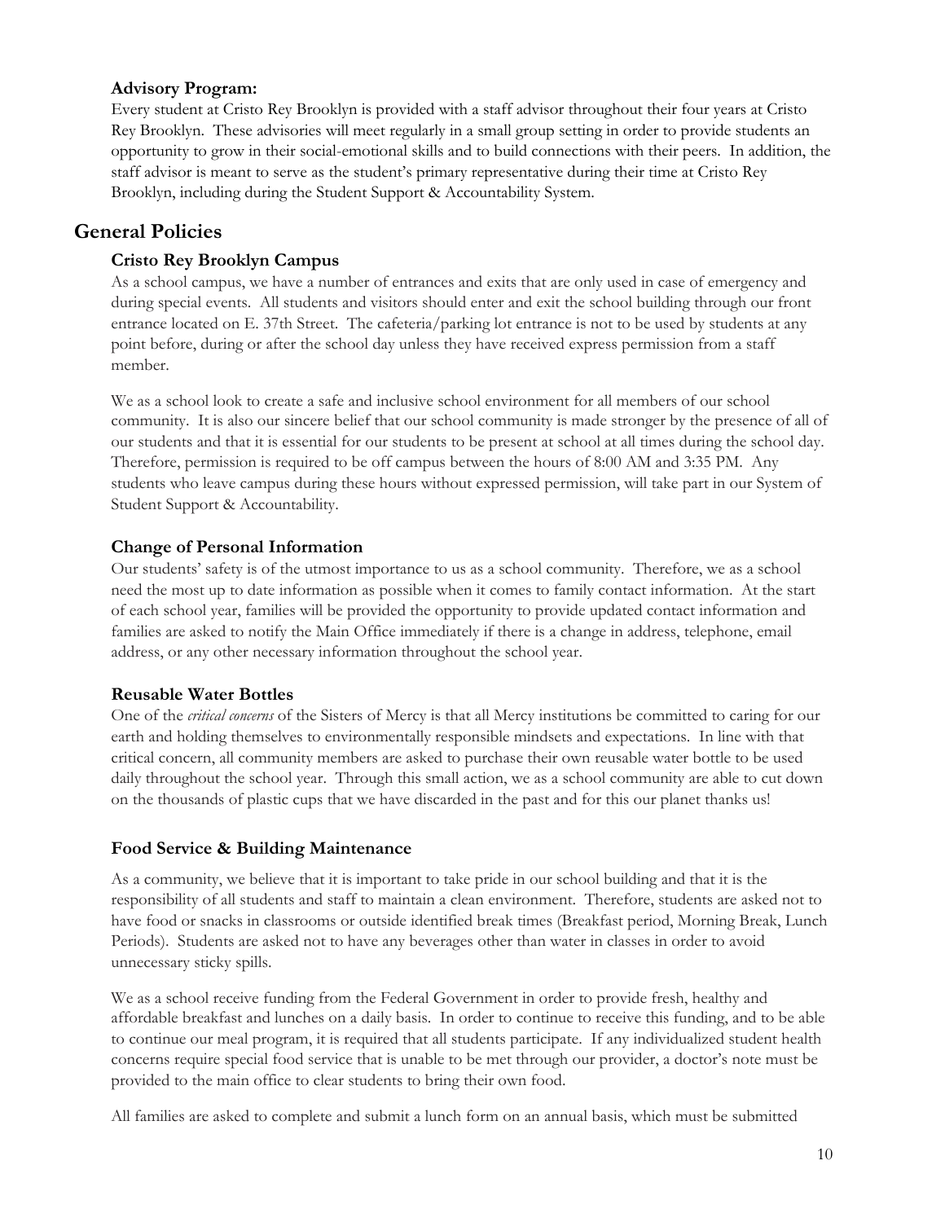### Advisory Program:

Every student at Cristo Rey Brooklyn is provided with a staff advisor throughout their four years at Cristo Rey Brooklyn. These advisories will meet regularly in a small group setting in order to provide students an opportunity to grow in their social-emotional skills and to build connections with their peers. In addition, the staff advisor is meant to serve as the student's primary representative during their time at Cristo Rey Brooklyn, including during the Student Support & Accountability System.

## General Policies

### Cristo Rey Brooklyn Campus

As a school campus, we have a number of entrances and exits that are only used in case of emergency and during special events. All students and visitors should enter and exit the school building through our front entrance located on E. 37th Street. The cafeteria/parking lot entrance is not to be used by students at any point before, during or after the school day unless they have received express permission from a staff member.

We as a school look to create a safe and inclusive school environment for all members of our school community. It is also our sincere belief that our school community is made stronger by the presence of all of our students and that it is essential for our students to be present at school at all times during the school day. Therefore, permission is required to be off campus between the hours of 8:00 AM and 3:35 PM. Any students who leave campus during these hours without expressed permission, will take part in our System of Student Support & Accountability.

### Change of Personal Information

Our students' safety is of the utmost importance to us as a school community. Therefore, we as a school need the most up to date information as possible when it comes to family contact information. At the start of each school year, families will be provided the opportunity to provide updated contact information and families are asked to notify the Main Office immediately if there is a change in address, telephone, email address, or any other necessary information throughout the school year.

### Reusable Water Bottles

One of the *critical concerns* of the Sisters of Mercy is that all Mercy institutions be committed to caring for our earth and holding themselves to environmentally responsible mindsets and expectations. In line with that critical concern, all community members are asked to purchase their own reusable water bottle to be used daily throughout the school year. Through this small action, we as a school community are able to cut down on the thousands of plastic cups that we have discarded in the past and for this our planet thanks us!

### Food Service & Building Maintenance

As a community, we believe that it is important to take pride in our school building and that it is the responsibility of all students and staff to maintain a clean environment. Therefore, students are asked not to have food or snacks in classrooms or outside identified break times (Breakfast period, Morning Break, Lunch Periods). Students are asked not to have any beverages other than water in classes in order to avoid unnecessary sticky spills.

We as a school receive funding from the Federal Government in order to provide fresh, healthy and affordable breakfast and lunches on a daily basis. In order to continue to receive this funding, and to be able to continue our meal program, it is required that all students participate. If any individualized student health concerns require special food service that is unable to be met through our provider, a doctor's note must be provided to the main office to clear students to bring their own food.

All families are asked to complete and submit a lunch form on an annual basis, which must be submitted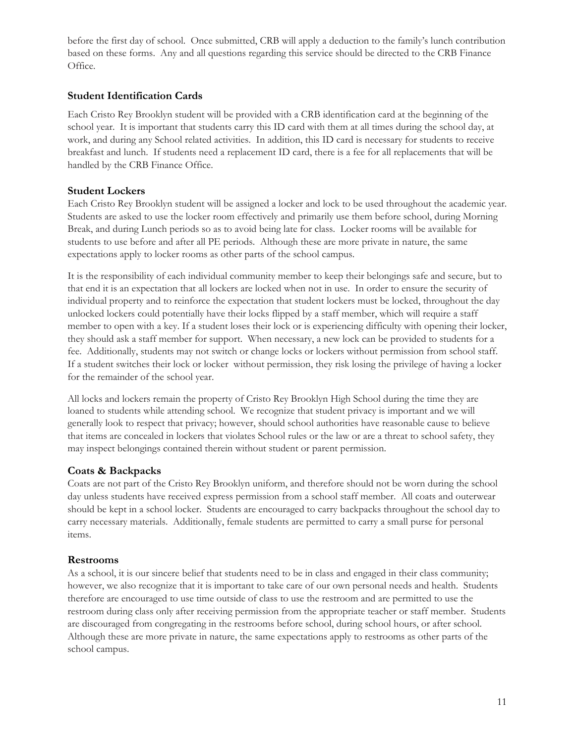before the first day of school. Once submitted, CRB will apply a deduction to the family's lunch contribution based on these forms. Any and all questions regarding this service should be directed to the CRB Finance Office.

### Student Identification Cards

Each Cristo Rey Brooklyn student will be provided with a CRB identification card at the beginning of the school year. It is important that students carry this ID card with them at all times during the school day, at work, and during any School related activities. In addition, this ID card is necessary for students to receive breakfast and lunch. If students need a replacement ID card, there is a fee for all replacements that will be handled by the CRB Finance Office.

### Student Lockers

Each Cristo Rey Brooklyn student will be assigned a locker and lock to be used throughout the academic year. Students are asked to use the locker room effectively and primarily use them before school, during Morning Break, and during Lunch periods so as to avoid being late for class. Locker rooms will be available for students to use before and after all PE periods. Although these are more private in nature, the same expectations apply to locker rooms as other parts of the school campus.

It is the responsibility of each individual community member to keep their belongings safe and secure, but to that end it is an expectation that all lockers are locked when not in use. In order to ensure the security of individual property and to reinforce the expectation that student lockers must be locked, throughout the day unlocked lockers could potentially have their locks flipped by a staff member, which will require a staff member to open with a key. If a student loses their lock or is experiencing difficulty with opening their locker, they should ask a staff member for support. When necessary, a new lock can be provided to students for a fee. Additionally, students may not switch or change locks or lockers without permission from school staff. If a student switches their lock or locker without permission, they risk losing the privilege of having a locker for the remainder of the school year.

All locks and lockers remain the property of Cristo Rey Brooklyn High School during the time they are loaned to students while attending school. We recognize that student privacy is important and we will generally look to respect that privacy; however, should school authorities have reasonable cause to believe that items are concealed in lockers that violates School rules or the law or are a threat to school safety, they may inspect belongings contained therein without student or parent permission.

### Coats & Backpacks

Coats are not part of the Cristo Rey Brooklyn uniform, and therefore should not be worn during the school day unless students have received express permission from a school staff member. All coats and outerwear should be kept in a school locker. Students are encouraged to carry backpacks throughout the school day to carry necessary materials. Additionally, female students are permitted to carry a small purse for personal items.

### Restrooms

As a school, it is our sincere belief that students need to be in class and engaged in their class community; however, we also recognize that it is important to take care of our own personal needs and health. Students therefore are encouraged to use time outside of class to use the restroom and are permitted to use the restroom during class only after receiving permission from the appropriate teacher or staff member. Students are discouraged from congregating in the restrooms before school, during school hours, or after school. Although these are more private in nature, the same expectations apply to restrooms as other parts of the school campus.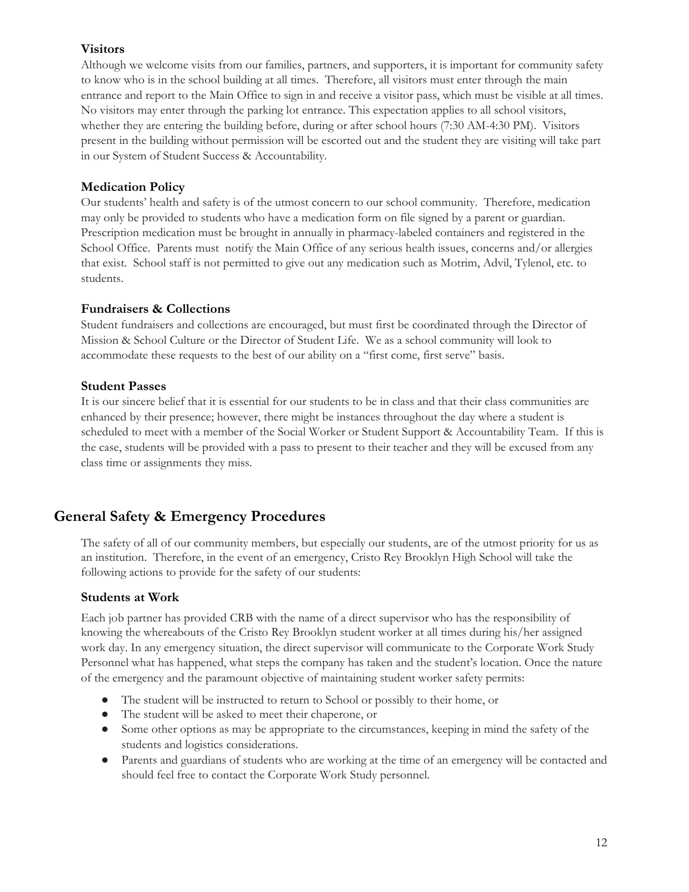### Visitors

Although we welcome visits from our families, partners, and supporters, it is important for community safety to know who is in the school building at all times. Therefore, all visitors must enter through the main entrance and report to the Main Office to sign in and receive a visitor pass, which must be visible at all times. No visitors may enter through the parking lot entrance. This expectation applies to all school visitors, whether they are entering the building before, during or after school hours (7:30 AM-4:30 PM). Visitors present in the building without permission will be escorted out and the student they are visiting will take part in our System of Student Success & Accountability.

### Medication Policy

Our students' health and safety is of the utmost concern to our school community. Therefore, medication may only be provided to students who have a medication form on file signed by a parent or guardian. Prescription medication must be brought in annually in pharmacy-labeled containers and registered in the School Office. Parents must notify the Main Office of any serious health issues, concerns and/or allergies that exist. School staff is not permitted to give out any medication such as Motrim, Advil, Tylenol, etc. to students.

### Fundraisers & Collections

Student fundraisers and collections are encouraged, but must first be coordinated through the Director of Mission & School Culture or the Director of Student Life. We as a school community will look to accommodate these requests to the best of our ability on a "first come, first serve" basis.

### Student Passes

It is our sincere belief that it is essential for our students to be in class and that their class communities are enhanced by their presence; however, there might be instances throughout the day where a student is scheduled to meet with a member of the Social Worker or Student Support & Accountability Team. If this is the case, students will be provided with a pass to present to their teacher and they will be excused from any class time or assignments they miss.

## General Safety & Emergency Procedures

The safety of all of our community members, but especially our students, are of the utmost priority for us as an institution. Therefore, in the event of an emergency, Cristo Rey Brooklyn High School will take the following actions to provide for the safety of our students:

### Students at Work

Each job partner has provided CRB with the name of a direct supervisor who has the responsibility of knowing the whereabouts of the Cristo Rey Brooklyn student worker at all times during his/her assigned work day. In any emergency situation, the direct supervisor will communicate to the Corporate Work Study Personnel what has happened, what steps the company has taken and the student's location. Once the nature of the emergency and the paramount objective of maintaining student worker safety permits:

- The student will be instructed to return to School or possibly to their home, or
- The student will be asked to meet their chaperone, or
- Some other options as may be appropriate to the circumstances, keeping in mind the safety of the students and logistics considerations.
- Parents and guardians of students who are working at the time of an emergency will be contacted and should feel free to contact the Corporate Work Study personnel.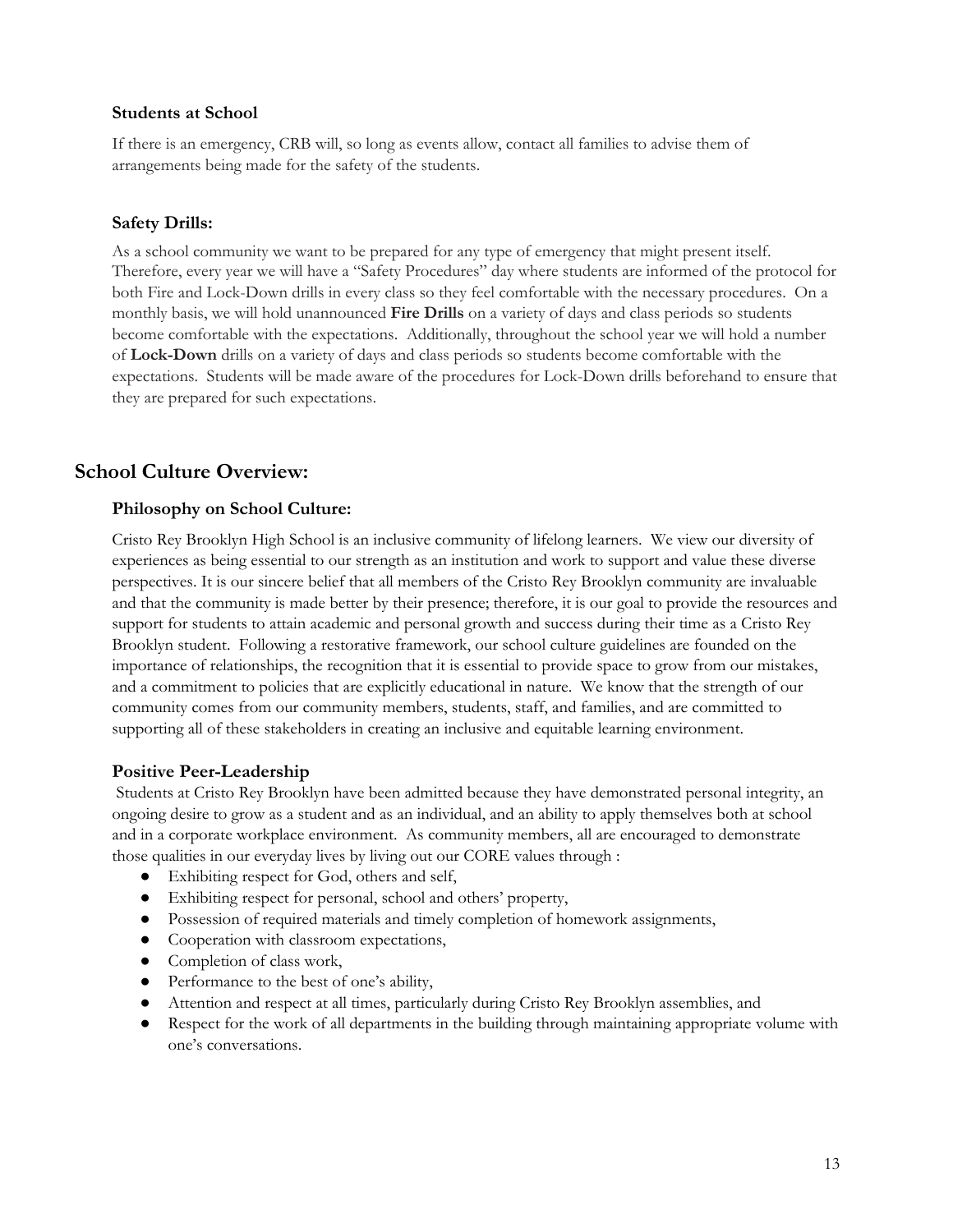### Students at School

If there is an emergency, CRB will, so long as events allow, contact all families to advise them of arrangements being made for the safety of the students.

### Safety Drills:

As a school community we want to be prepared for any type of emergency that might present itself. Therefore, every year we will have a "Safety Procedures" day where students are informed of the protocol for both Fire and Lock-Down drills in every class so they feel comfortable with the necessary procedures. On a monthly basis, we will hold unannounced **Fire Drills** on a variety of days and class periods so students become comfortable with the expectations. Additionally, throughout the school year we will hold a number of **Lock-Down** drills on a variety of days and class periods so students become comfortable with the expectations. Students will be made aware of the procedures for Lock-Down drills beforehand to ensure that they are prepared for such expectations.

## School Culture Overview:

### Philosophy on School Culture:

Cristo Rey Brooklyn High School is an inclusive community of lifelong learners. We view our diversity of experiences as being essential to our strength as an institution and work to support and value these diverse perspectives. It is our sincere belief that all members of the Cristo Rey Brooklyn community are invaluable and that the community is made better by their presence; therefore, it is our goal to provide the resources and support for students to attain academic and personal growth and success during their time as a Cristo Rey Brooklyn student. Following a restorative framework, our school culture guidelines are founded on the importance of relationships, the recognition that it is essential to provide space to grow from our mistakes, and a commitment to policies that are explicitly educational in nature. We know that the strength of our community comes from our community members, students, staff, and families, and are committed to supporting all of these stakeholders in creating an inclusive and equitable learning environment.

### Positive Peer-Leadership

Students at Cristo Rey Brooklyn have been admitted because they have demonstrated personal integrity, an ongoing desire to grow as a student and as an individual, and an ability to apply themselves both at school and in a corporate workplace environment. As community members, all are encouraged to demonstrate those qualities in our everyday lives by living out our CORE values through :

- Exhibiting respect for God, others and self,
- Exhibiting respect for personal, school and others' property,
- Possession of required materials and timely completion of homework assignments,
- Cooperation with classroom expectations,
- Completion of class work,
- Performance to the best of one's ability,
- Attention and respect at all times, particularly during Cristo Rey Brooklyn assemblies, and
- Respect for the work of all departments in the building through maintaining appropriate volume with one's conversations.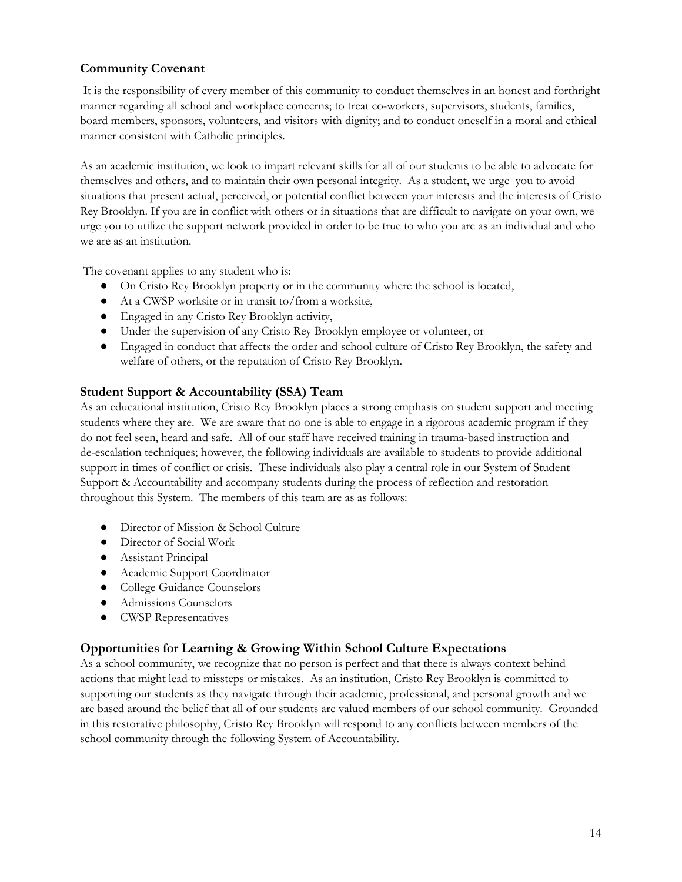### Community Covenant

It is the responsibility of every member of this community to conduct themselves in an honest and forthright manner regarding all school and workplace concerns; to treat co-workers, supervisors, students, families, board members, sponsors, volunteers, and visitors with dignity; and to conduct oneself in a moral and ethical manner consistent with Catholic principles.

As an academic institution, we look to impart relevant skills for all of our students to be able to advocate for themselves and others, and to maintain their own personal integrity. As a student, we urge you to avoid situations that present actual, perceived, or potential conflict between your interests and the interests of Cristo Rey Brooklyn. If you are in conflict with others or in situations that are difficult to navigate on your own, we urge you to utilize the support network provided in order to be true to who you are as an individual and who we are as an institution.

The covenant applies to any student who is:

- On Cristo Rey Brooklyn property or in the community where the school is located,
- At a CWSP worksite or in transit to/from a worksite,
- Engaged in any Cristo Rey Brooklyn activity,
- Under the supervision of any Cristo Rey Brooklyn employee or volunteer, or
- Engaged in conduct that affects the order and school culture of Cristo Rey Brooklyn, the safety and welfare of others, or the reputation of Cristo Rey Brooklyn.

### Student Support & Accountability (SSA) Team

As an educational institution, Cristo Rey Brooklyn places a strong emphasis on student support and meeting students where they are. We are aware that no one is able to engage in a rigorous academic program if they do not feel seen, heard and safe. All of our staff have received training in trauma-based instruction and de-escalation techniques; however, the following individuals are available to students to provide additional support in times of conflict or crisis. These individuals also play a central role in our System of Student Support & Accountability and accompany students during the process of reflection and restoration throughout this System. The members of this team are as as follows:

- Director of Mission & School Culture
- Director of Social Work
- Assistant Principal
- Academic Support Coordinator
- College Guidance Counselors
- Admissions Counselors
- CWSP Representatives

### Opportunities for Learning & Growing Within School Culture Expectations

As a school community, we recognize that no person is perfect and that there is always context behind actions that might lead to missteps or mistakes. As an institution, Cristo Rey Brooklyn is committed to supporting our students as they navigate through their academic, professional, and personal growth and we are based around the belief that all of our students are valued members of our school community. Grounded in this restorative philosophy, Cristo Rey Brooklyn will respond to any conflicts between members of the school community through the following System of Accountability.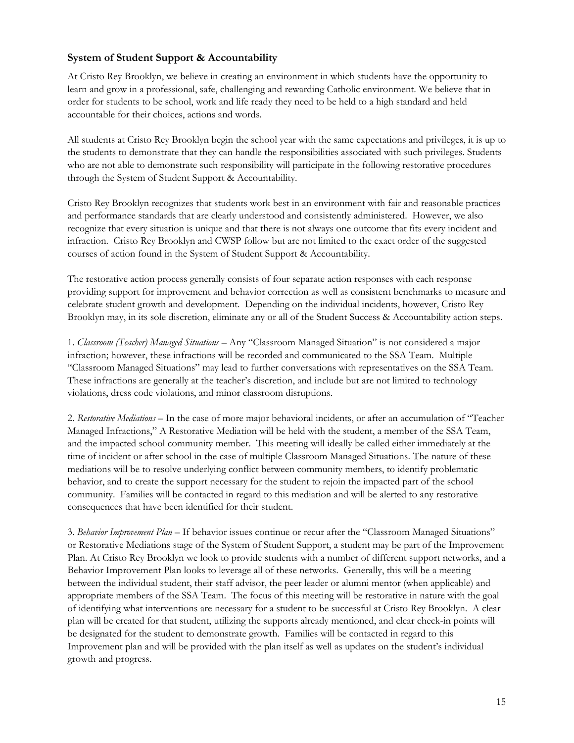### System of Student Support & Accountability

At Cristo Rey Brooklyn, we believe in creating an environment in which students have the opportunity to learn and grow in a professional, safe, challenging and rewarding Catholic environment. We believe that in order for students to be school, work and life ready they need to be held to a high standard and held accountable for their choices, actions and words.

All students at Cristo Rey Brooklyn begin the school year with the same expectations and privileges, it is up to the students to demonstrate that they can handle the responsibilities associated with such privileges. Students who are not able to demonstrate such responsibility will participate in the following restorative procedures through the System of Student Support & Accountability.

Cristo Rey Brooklyn recognizes that students work best in an environment with fair and reasonable practices and performance standards that are clearly understood and consistently administered. However, we also recognize that every situation is unique and that there is not always one outcome that fits every incident and infraction. Cristo Rey Brooklyn and CWSP follow but are not limited to the exact order of the suggested courses of action found in the System of Student Support & Accountability.

The restorative action process generally consists of four separate action responses with each response providing support for improvement and behavior correction as well as consistent benchmarks to measure and celebrate student growth and development. Depending on the individual incidents, however, Cristo Rey Brooklyn may, in its sole discretion, eliminate any or all of the Student Success & Accountability action steps.

1. *Classroom (Teacher) Managed Situations* – Any "Classroom Managed Situation" is not considered a major infraction; however, these infractions will be recorded and communicated to the SSA Team. Multiple "Classroom Managed Situations" may lead to further conversations with representatives on the SSA Team. These infractions are generally at the teacher's discretion, and include but are not limited to technology violations, dress code violations, and minor classroom disruptions.

2. *Restorative Mediations* – In the case of more major behavioral incidents, or after an accumulation of "Teacher Managed Infractions," A Restorative Mediation will be held with the student, a member of the SSA Team, and the impacted school community member. This meeting will ideally be called either immediately at the time of incident or after school in the case of multiple Classroom Managed Situations. The nature of these mediations will be to resolve underlying conflict between community members, to identify problematic behavior, and to create the support necessary for the student to rejoin the impacted part of the school community. Families will be contacted in regard to this mediation and will be alerted to any restorative consequences that have been identified for their student.

3. *Behavior Improvement Plan* – If behavior issues continue or recur after the "Classroom Managed Situations" or Restorative Mediations stage of the System of Student Support, a student may be part of the Improvement Plan. At Cristo Rey Brooklyn we look to provide students with a number of different support networks, and a Behavior Improvement Plan looks to leverage all of these networks. Generally, this will be a meeting between the individual student, their staff advisor, the peer leader or alumni mentor (when applicable) and appropriate members of the SSA Team. The focus of this meeting will be restorative in nature with the goal of identifying what interventions are necessary for a student to be successful at Cristo Rey Brooklyn. A clear plan will be created for that student, utilizing the supports already mentioned, and clear check-in points will be designated for the student to demonstrate growth. Families will be contacted in regard to this Improvement plan and will be provided with the plan itself as well as updates on the student's individual growth and progress.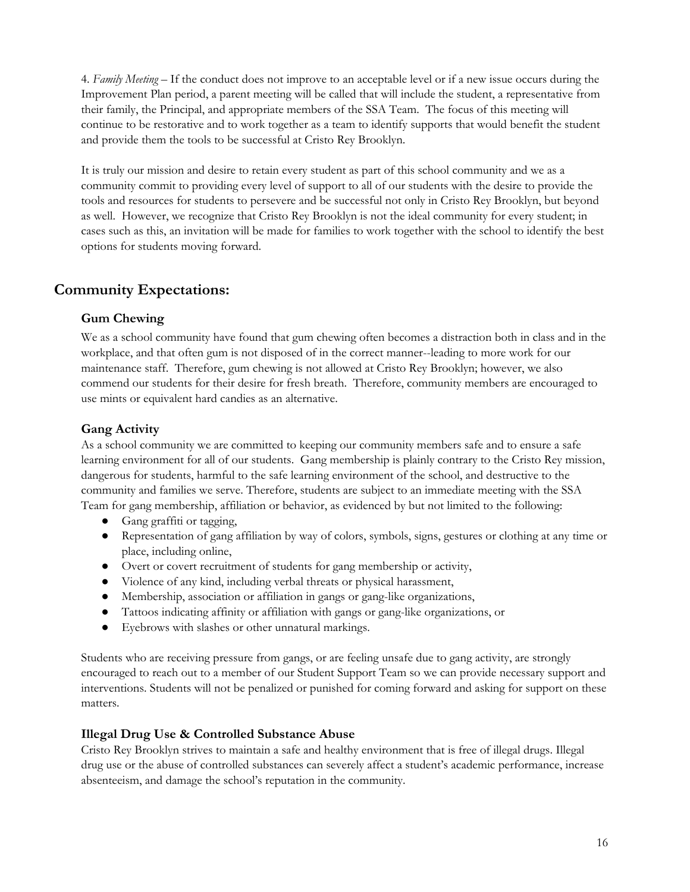4. *Family Meeting* – If the conduct does not improve to an acceptable level or if a new issue occurs during the Improvement Plan period, a parent meeting will be called that will include the student, a representative from their family, the Principal, and appropriate members of the SSA Team. The focus of this meeting will continue to be restorative and to work together as a team to identify supports that would benefit the student and provide them the tools to be successful at Cristo Rey Brooklyn.

It is truly our mission and desire to retain every student as part of this school community and we as a community commit to providing every level of support to all of our students with the desire to provide the tools and resources for students to persevere and be successful not only in Cristo Rey Brooklyn, but beyond as well. However, we recognize that Cristo Rey Brooklyn is not the ideal community for every student; in cases such as this, an invitation will be made for families to work together with the school to identify the best options for students moving forward.

## Community Expectations:

### Gum Chewing

We as a school community have found that gum chewing often becomes a distraction both in class and in the workplace, and that often gum is not disposed of in the correct manner--leading to more work for our maintenance staff. Therefore, gum chewing is not allowed at Cristo Rey Brooklyn; however, we also commend our students for their desire for fresh breath. Therefore, community members are encouraged to use mints or equivalent hard candies as an alternative.

### Gang Activity

As a school community we are committed to keeping our community members safe and to ensure a safe learning environment for all of our students. Gang membership is plainly contrary to the Cristo Rey mission, dangerous for students, harmful to the safe learning environment of the school, and destructive to the community and families we serve. Therefore, students are subject to an immediate meeting with the SSA Team for gang membership, affiliation or behavior, as evidenced by but not limited to the following:

- Gang graffiti or tagging,
- Representation of gang affiliation by way of colors, symbols, signs, gestures or clothing at any time or place, including online,
- Overt or covert recruitment of students for gang membership or activity,
- Violence of any kind, including verbal threats or physical harassment,
- Membership, association or affiliation in gangs or gang-like organizations,
- Tattoos indicating affinity or affiliation with gangs or gang-like organizations, or
- Eyebrows with slashes or other unnatural markings.

Students who are receiving pressure from gangs, or are feeling unsafe due to gang activity, are strongly encouraged to reach out to a member of our Student Support Team so we can provide necessary support and interventions. Students will not be penalized or punished for coming forward and asking for support on these matters.

### Illegal Drug Use & Controlled Substance Abuse

Cristo Rey Brooklyn strives to maintain a safe and healthy environment that is free of illegal drugs. Illegal drug use or the abuse of controlled substances can severely affect a student's academic performance, increase absenteeism, and damage the school's reputation in the community.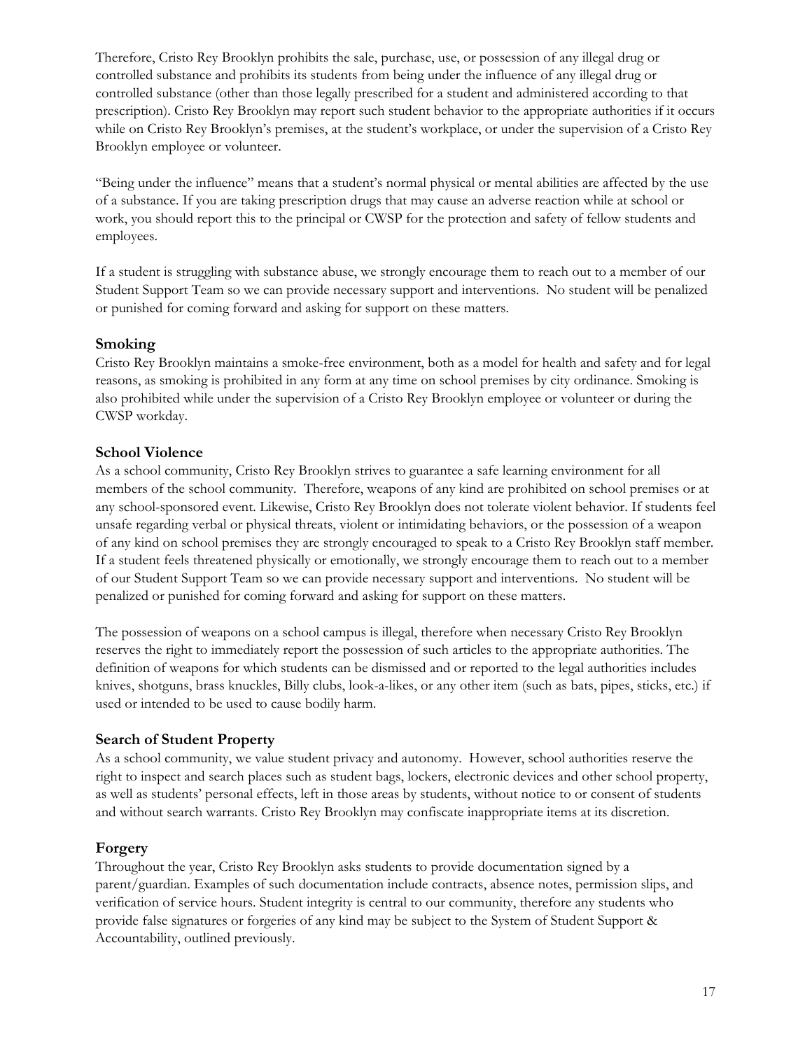Therefore, Cristo Rey Brooklyn prohibits the sale, purchase, use, or possession of any illegal drug or controlled substance and prohibits its students from being under the influence of any illegal drug or controlled substance (other than those legally prescribed for a student and administered according to that prescription). Cristo Rey Brooklyn may report such student behavior to the appropriate authorities if it occurs while on Cristo Rey Brooklyn's premises, at the student's workplace, or under the supervision of a Cristo Rey Brooklyn employee or volunteer.

"Being under the influence" means that a student's normal physical or mental abilities are affected by the use of a substance. If you are taking prescription drugs that may cause an adverse reaction while at school or work, you should report this to the principal or CWSP for the protection and safety of fellow students and employees.

If a student is struggling with substance abuse, we strongly encourage them to reach out to a member of our Student Support Team so we can provide necessary support and interventions. No student will be penalized or punished for coming forward and asking for support on these matters.

### Smoking

Cristo Rey Brooklyn maintains a smoke-free environment, both as a model for health and safety and for legal reasons, as smoking is prohibited in any form at any time on school premises by city ordinance. Smoking is also prohibited while under the supervision of a Cristo Rey Brooklyn employee or volunteer or during the CWSP workday.

### School Violence

As a school community, Cristo Rey Brooklyn strives to guarantee a safe learning environment for all members of the school community. Therefore, weapons of any kind are prohibited on school premises or at any school-sponsored event. Likewise, Cristo Rey Brooklyn does not tolerate violent behavior. If students feel unsafe regarding verbal or physical threats, violent or intimidating behaviors, or the possession of a weapon of any kind on school premises they are strongly encouraged to speak to a Cristo Rey Brooklyn staff member. If a student feels threatened physically or emotionally, we strongly encourage them to reach out to a member of our Student Support Team so we can provide necessary support and interventions. No student will be penalized or punished for coming forward and asking for support on these matters.

The possession of weapons on a school campus is illegal, therefore when necessary Cristo Rey Brooklyn reserves the right to immediately report the possession of such articles to the appropriate authorities. The definition of weapons for which students can be dismissed and or reported to the legal authorities includes knives, shotguns, brass knuckles, Billy clubs, look-a-likes, or any other item (such as bats, pipes, sticks, etc.) if used or intended to be used to cause bodily harm.

### Search of Student Property

As a school community, we value student privacy and autonomy. However, school authorities reserve the right to inspect and search places such as student bags, lockers, electronic devices and other school property, as well as students' personal effects, left in those areas by students, without notice to or consent of students and without search warrants. Cristo Rey Brooklyn may confiscate inappropriate items at its discretion.

### Forgery

Throughout the year, Cristo Rey Brooklyn asks students to provide documentation signed by a parent/guardian. Examples of such documentation include contracts, absence notes, permission slips, and verification of service hours. Student integrity is central to our community, therefore any students who provide false signatures or forgeries of any kind may be subject to the System of Student Support & Accountability, outlined previously.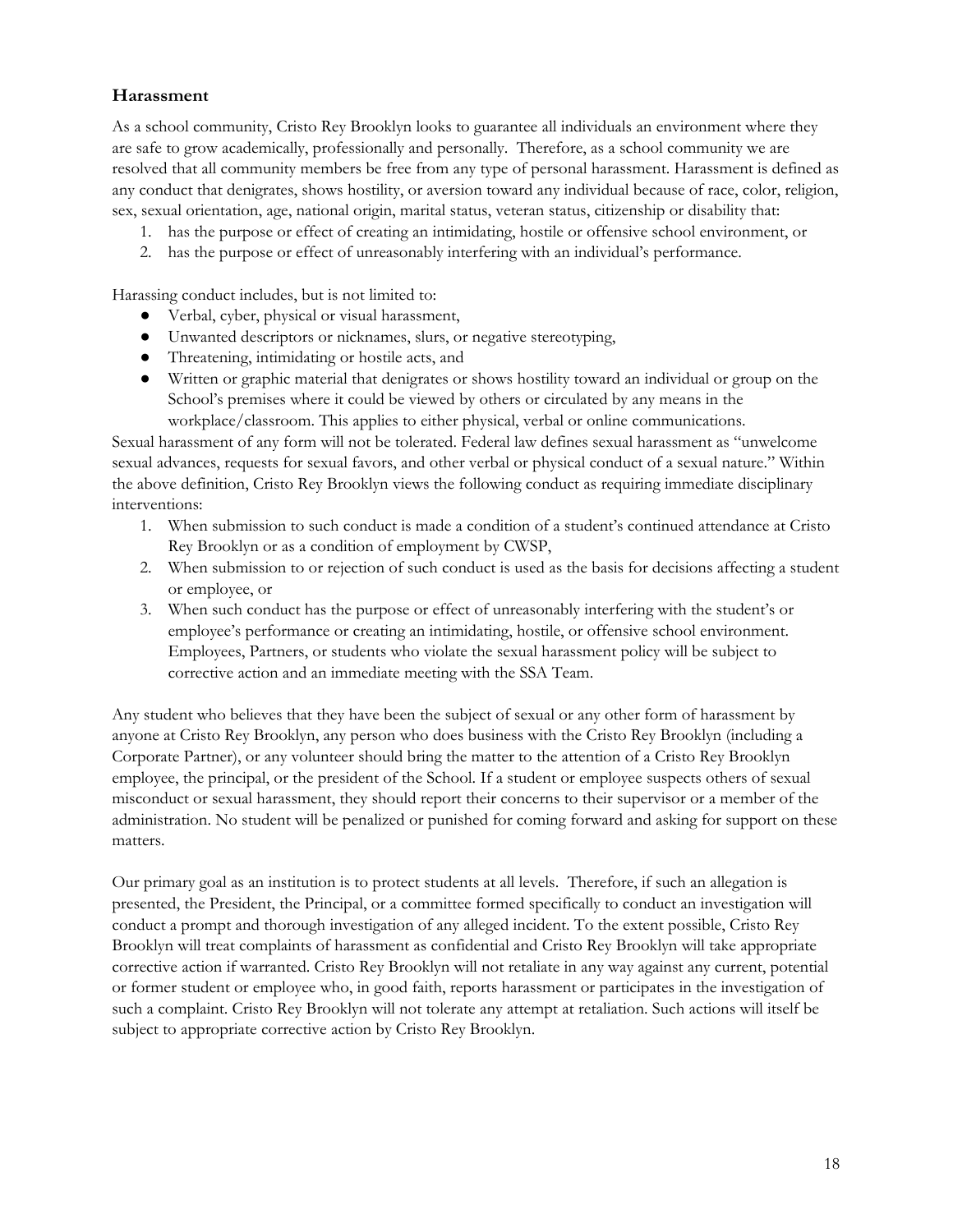## Harassment

As a school community, Cristo Rey Brooklyn looks to guarantee all individuals an environment where they are safe to grow academically, professionally and personally. Therefore, as a school community we are resolved that all community members be free from any type of personal harassment. Harassment is defined as any conduct that denigrates, shows hostility, or aversion toward any individual because of race, color, religion, sex, sexual orientation, age, national origin, marital status, veteran status, citizenship or disability that:

1. has the purpose or effect of creating an intimidating, hostile or offensive school environment, or
2. has the purpose or effect of unreasonably interfering with an individual's performance.

Harassing conduct includes, but is not limited to:

- Verbal, cyber, physical or visual harassment,
- Unwanted descriptors or nicknames, slurs, or negative stereotyping,
- Threatening, intimidating or hostile acts, and
- Written or graphic material that denigrates or shows hostility toward an individual or group on the School's premises where it could be viewed by others or circulated by any means in the workplace/classroom. This applies to either physical, verbal or online communications.

Sexual harassment of any form will not be tolerated. Federal law defines sexual harassment as "unwelcome sexual advances, requests for sexual favors, and other verbal or physical conduct of a sexual nature." Within the above definition, Cristo Rey Brooklyn views the following conduct as requiring immediate disciplinary interventions:

1. When submission to such conduct is made a condition of a student's continued attendance at Cristo Rey Brooklyn or as a condition of employment by CWSP,
2. When submission to or rejection of such conduct is used as the basis for decisions affecting a student or employee, or
3. When such conduct has the purpose or effect of unreasonably interfering with the student's or employee's performance or creating an intimidating, hostile, or offensive school environment. Employees, Partners, or students who violate the sexual harassment policy will be subject to corrective action and an immediate meeting with the SSA Team.

Any student who believes that they have been the subject of sexual or any other form of harassment by anyone at Cristo Rey Brooklyn, any person who does business with the Cristo Rey Brooklyn (including a Corporate Partner), or any volunteer should bring the matter to the attention of a Cristo Rey Brooklyn employee, the principal, or the president of the School. If a student or employee suspects others of sexual misconduct or sexual harassment, they should report their concerns to their supervisor or a member of the administration. No student will be penalized or punished for coming forward and asking for support on these matters.

Our primary goal as an institution is to protect students at all levels. Therefore, if such an allegation is presented, the President, the Principal, or a committee formed specifically to conduct an investigation will conduct a prompt and thorough investigation of any alleged incident. To the extent possible, Cristo Rey Brooklyn will treat complaints of harassment as confidential and Cristo Rey Brooklyn will take appropriate corrective action if warranted. Cristo Rey Brooklyn will not retaliate in any way against any current, potential or former student or employee who, in good faith, reports harassment or participates in the investigation of such a complaint. Cristo Rey Brooklyn will not tolerate any attempt at retaliation. Such actions will itself be subject to appropriate corrective action by Cristo Rey Brooklyn.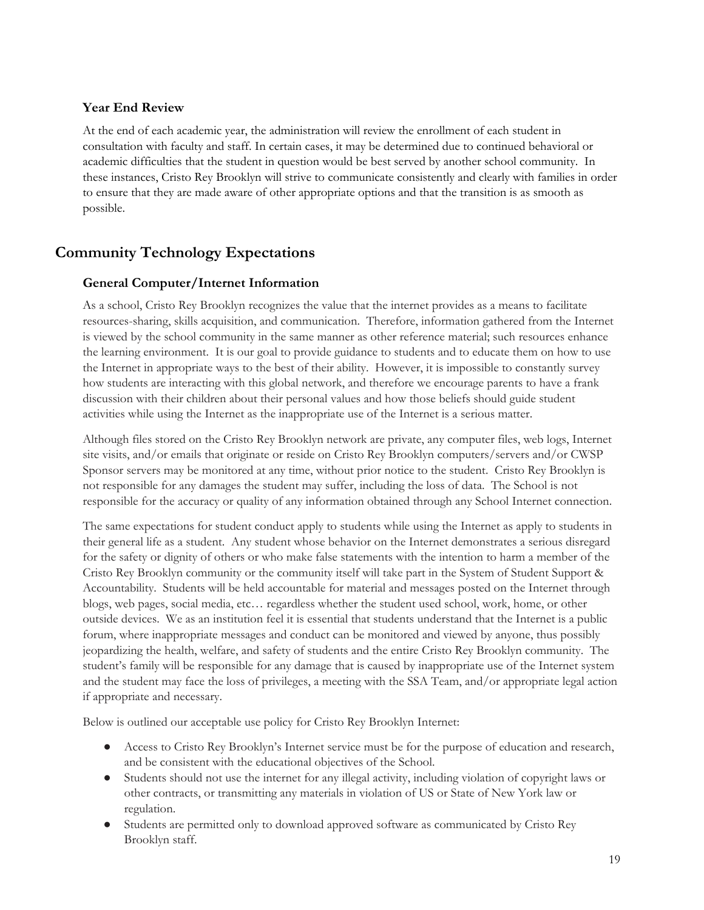### Year End Review

At the end of each academic year, the administration will review the enrollment of each student in consultation with faculty and staff. In certain cases, it may be determined due to continued behavioral or academic difficulties that the student in question would be best served by another school community. In these instances, Cristo Rey Brooklyn will strive to communicate consistently and clearly with families in order to ensure that they are made aware of other appropriate options and that the transition is as smooth as possible.

## Community Technology Expectations

### General Computer/Internet Information

As a school, Cristo Rey Brooklyn recognizes the value that the internet provides as a means to facilitate resources-sharing, skills acquisition, and communication. Therefore, information gathered from the Internet is viewed by the school community in the same manner as other reference material; such resources enhance the learning environment. It is our goal to provide guidance to students and to educate them on how to use the Internet in appropriate ways to the best of their ability. However, it is impossible to constantly survey how students are interacting with this global network, and therefore we encourage parents to have a frank discussion with their children about their personal values and how those beliefs should guide student activities while using the Internet as the inappropriate use of the Internet is a serious matter.

Although files stored on the Cristo Rey Brooklyn network are private, any computer files, web logs, Internet site visits, and/or emails that originate or reside on Cristo Rey Brooklyn computers/servers and/or CWSP Sponsor servers may be monitored at any time, without prior notice to the student. Cristo Rey Brooklyn is not responsible for any damages the student may suffer, including the loss of data. The School is not responsible for the accuracy or quality of any information obtained through any School Internet connection.

The same expectations for student conduct apply to students while using the Internet as apply to students in their general life as a student. Any student whose behavior on the Internet demonstrates a serious disregard for the safety or dignity of others or who make false statements with the intention to harm a member of the Cristo Rey Brooklyn community or the community itself will take part in the System of Student Support & Accountability. Students will be held accountable for material and messages posted on the Internet through blogs, web pages, social media, etc… regardless whether the student used school, work, home, or other outside devices. We as an institution feel it is essential that students understand that the Internet is a public forum, where inappropriate messages and conduct can be monitored and viewed by anyone, thus possibly jeopardizing the health, welfare, and safety of students and the entire Cristo Rey Brooklyn community. The student's family will be responsible for any damage that is caused by inappropriate use of the Internet system and the student may face the loss of privileges, a meeting with the SSA Team, and/or appropriate legal action if appropriate and necessary.

Below is outlined our acceptable use policy for Cristo Rey Brooklyn Internet:

- Access to Cristo Rey Brooklyn's Internet service must be for the purpose of education and research, and be consistent with the educational objectives of the School.
- Students should not use the internet for any illegal activity, including violation of copyright laws or other contracts, or transmitting any materials in violation of US or State of New York law or regulation.
- Students are permitted only to download approved software as communicated by Cristo Rey Brooklyn staff.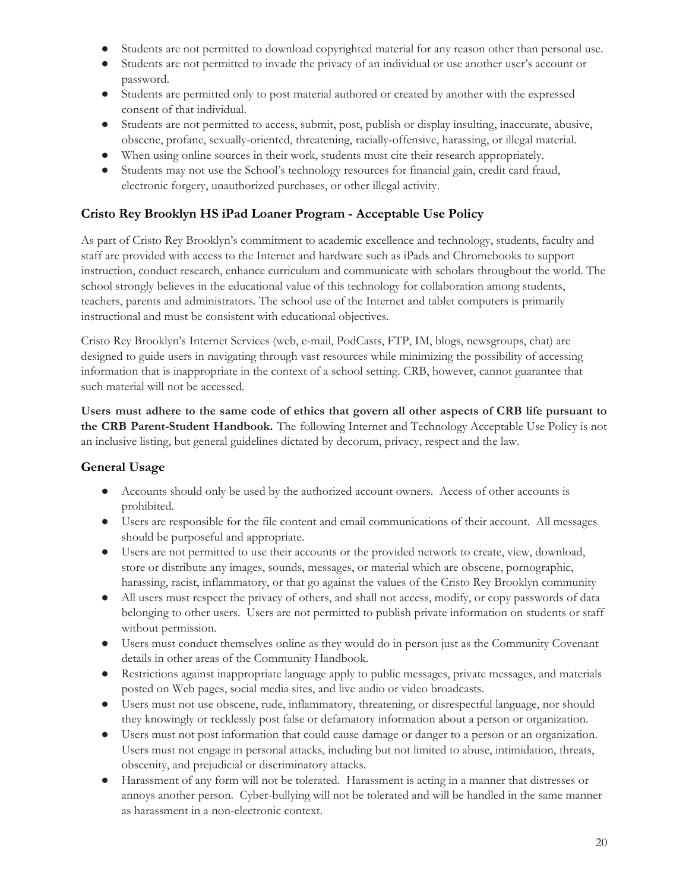- Students are not permitted to download copyrighted material for any reason other than personal use.
- Students are not permitted to invade the privacy of an individual or use another user's account or password.
- Students are permitted only to post material authored or created by another with the expressed consent of that individual.
- Students are not permitted to access, submit, post, publish or display insulting, inaccurate, abusive, obscene, profane, sexually-oriented, threatening, racially-offensive, harassing, or illegal material.
- When using online sources in their work, students must cite their research appropriately.
- Students may not use the School's technology resources for financial gain, credit card fraud, electronic forgery, unauthorized purchases, or other illegal activity.

### Cristo Rey Brooklyn HS iPad Loaner Program - Acceptable Use Policy

As part of Cristo Rey Brooklyn's commitment to academic excellence and technology, students, faculty and staff are provided with access to the Internet and hardware such as iPads and Chromebooks to support instruction, conduct research, enhance curriculum and communicate with scholars throughout the world. The school strongly believes in the educational value of this technology for collaboration among students, teachers, parents and administrators. The school use of the Internet and tablet computers is primarily instructional and must be consistent with educational objectives.

Cristo Rey Brooklyn's Internet Services (web, e-mail, PodCasts, FTP, IM, blogs, newsgroups, chat) are designed to guide users in navigating through vast resources while minimizing the possibility of accessing information that is inappropriate in the context of a school setting. CRB, however, cannot guarantee that such material will not be accessed.

**Users must adhere to the same code of ethics that govern all other aspects of CRB life pursuant to the CRB Parent-Student Handbook.** The following Internet and Technology Acceptable Use Policy is not an inclusive listing, but general guidelines dictated by decorum, privacy, respect and the law.

### General Usage

- Accounts should only be used by the authorized account owners. Access of other accounts is prohibited.
- Users are responsible for the file content and email communications of their account. All messages should be purposeful and appropriate.
- Users are not permitted to use their accounts or the provided network to create, view, download, store or distribute any images, sounds, messages, or material which are obscene, pornographic, harassing, racist, inflammatory, or that go against the values of the Cristo Rey Brooklyn community
- All users must respect the privacy of others, and shall not access, modify, or copy passwords of data belonging to other users. Users are not permitted to publish private information on students or staff without permission.
- Users must conduct themselves online as they would do in person just as the Community Covenant details in other areas of the Community Handbook.
- Restrictions against inappropriate language apply to public messages, private messages, and materials posted on Web pages, social media sites, and live audio or video broadcasts.
- Users must not use obscene, rude, inflammatory, threatening, or disrespectful language, nor should they knowingly or recklessly post false or defamatory information about a person or organization.
- Users must not post information that could cause damage or danger to a person or an organization. Users must not engage in personal attacks, including but not limited to abuse, intimidation, threats, obscenity, and prejudicial or discriminatory attacks.
- Harassment of any form will not be tolerated. Harassment is acting in a manner that distresses or annoys another person. Cyber-bullying will not be tolerated and will be handled in the same manner as harassment in a non-electronic context.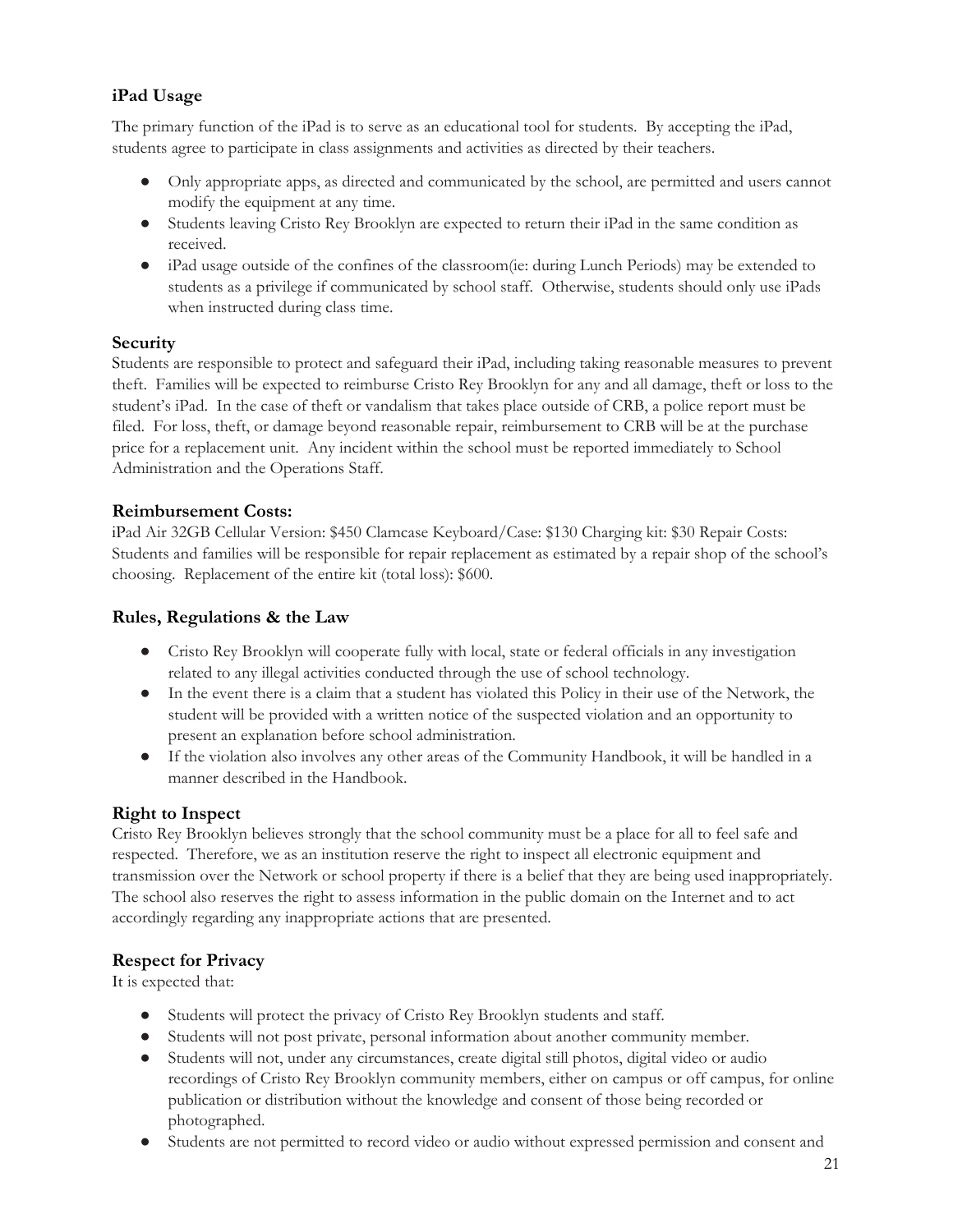### iPad Usage

The primary function of the iPad is to serve as an educational tool for students. By accepting the iPad, students agree to participate in class assignments and activities as directed by their teachers.

- Only appropriate apps, as directed and communicated by the school, are permitted and users cannot modify the equipment at any time.
- Students leaving Cristo Rey Brooklyn are expected to return their iPad in the same condition as received.
- iPad usage outside of the confines of the classroom(ie: during Lunch Periods) may be extended to students as a privilege if communicated by school staff. Otherwise, students should only use iPads when instructed during class time.

### Security

Students are responsible to protect and safeguard their iPad, including taking reasonable measures to prevent theft. Families will be expected to reimburse Cristo Rey Brooklyn for any and all damage, theft or loss to the student's iPad. In the case of theft or vandalism that takes place outside of CRB, a police report must be filed. For loss, theft, or damage beyond reasonable repair, reimbursement to CRB will be at the purchase price for a replacement unit. Any incident within the school must be reported immediately to School Administration and the Operations Staff.

### Reimbursement Costs:

iPad Air 32GB Cellular Version: $450 Clamcase Keyboard/Case: $130 Charging kit: $30 Repair Costs: Students and families will be responsible for repair replacement as estimated by a repair shop of the school's choosing. Replacement of the entire kit (total loss): $600.

### Rules, Regulations & the Law

- Cristo Rey Brooklyn will cooperate fully with local, state or federal officials in any investigation related to any illegal activities conducted through the use of school technology.
- In the event there is a claim that a student has violated this Policy in their use of the Network, the student will be provided with a written notice of the suspected violation and an opportunity to present an explanation before school administration.
- If the violation also involves any other areas of the Community Handbook, it will be handled in a manner described in the Handbook.

### Right to Inspect

Cristo Rey Brooklyn believes strongly that the school community must be a place for all to feel safe and respected. Therefore, we as an institution reserve the right to inspect all electronic equipment and transmission over the Network or school property if there is a belief that they are being used inappropriately. The school also reserves the right to assess information in the public domain on the Internet and to act accordingly regarding any inappropriate actions that are presented.

### Respect for Privacy

It is expected that:

- Students will protect the privacy of Cristo Rey Brooklyn students and staff.
- Students will not post private, personal information about another community member.
- Students will not, under any circumstances, create digital still photos, digital video or audio recordings of Cristo Rey Brooklyn community members, either on campus or off campus, for online publication or distribution without the knowledge and consent of those being recorded or photographed.
- Students are not permitted to record video or audio without expressed permission and consent and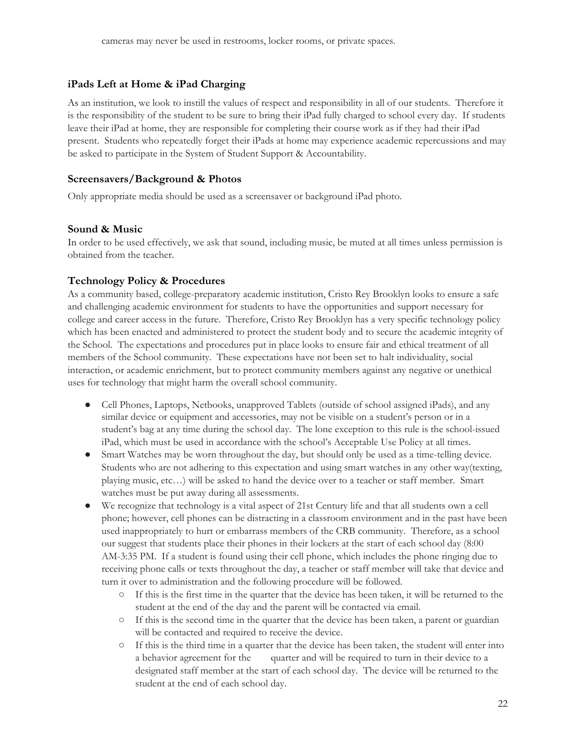cameras may never be used in restrooms, locker rooms, or private spaces.

### iPads Left at Home & iPad Charging

As an institution, we look to instill the values of respect and responsibility in all of our students. Therefore it is the responsibility of the student to be sure to bring their iPad fully charged to school every day. If students leave their iPad at home, they are responsible for completing their course work as if they had their iPad present. Students who repeatedly forget their iPads at home may experience academic repercussions and may be asked to participate in the System of Student Support & Accountability.

### Screensavers/Background & Photos

Only appropriate media should be used as a screensaver or background iPad photo.

### Sound & Music

In order to be used effectively, we ask that sound, including music, be muted at all times unless permission is obtained from the teacher.

### Technology Policy & Procedures

As a community based, college-preparatory academic institution, Cristo Rey Brooklyn looks to ensure a safe and challenging academic environment for students to have the opportunities and support necessary for college and career access in the future. Therefore, Cristo Rey Brooklyn has a very specific technology policy which has been enacted and administered to protect the student body and to secure the academic integrity of the School. The expectations and procedures put in place looks to ensure fair and ethical treatment of all members of the School community. These expectations have not been set to halt individuality, social interaction, or academic enrichment, but to protect community members against any negative or unethical uses for technology that might harm the overall school community.

- Cell Phones, Laptops, Netbooks, unapproved Tablets (outside of school assigned iPads), and any similar device or equipment and accessories, may not be visible on a student's person or in a student's bag at any time during the school day. The lone exception to this rule is the school-issued iPad, which must be used in accordance with the school's Acceptable Use Policy at all times.
- Smart Watches may be worn throughout the day, but should only be used as a time-telling device. Students who are not adhering to this expectation and using smart watches in any other way(texting, playing music, etc…) will be asked to hand the device over to a teacher or staff member. Smart watches must be put away during all assessments.
- We recognize that technology is a vital aspect of 21st Century life and that all students own a cell phone; however, cell phones can be distracting in a classroom environment and in the past have been used inappropriately to hurt or embarrass members of the CRB community. Therefore, as a school our suggest that students place their phones in their lockers at the start of each school day (8:00 AM-3:35 PM. If a student is found using their cell phone, which includes the phone ringing due to receiving phone calls or texts throughout the day, a teacher or staff member will take that device and turn it over to administration and the following procedure will be followed.
  - If this is the first time in the quarter that the device has been taken, it will be returned to the student at the end of the day and the parent will be contacted via email.
  - If this is the second time in the quarter that the device has been taken, a parent or guardian will be contacted and required to receive the device.
  - If this is the third time in a quarter that the device has been taken, the student will enter into a behavior agreement for the quarter and will be required to turn in their device to a designated staff member at the start of each school day. The device will be returned to the student at the end of each school day.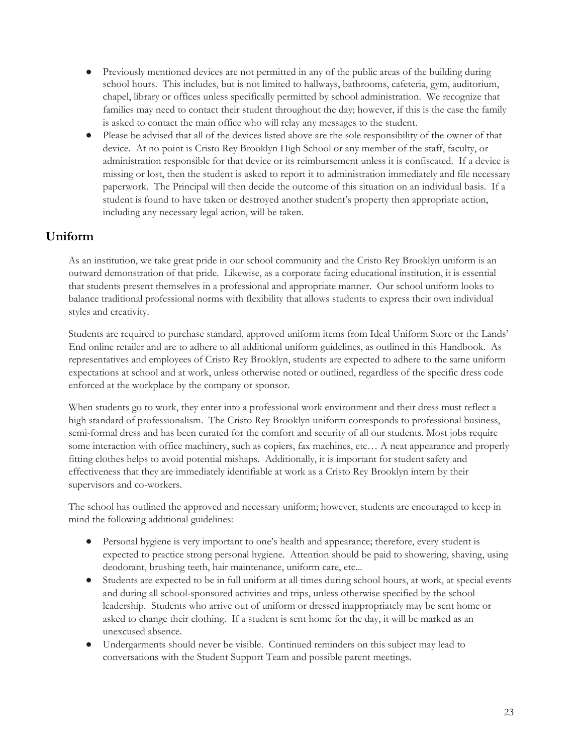- Previously mentioned devices are not permitted in any of the public areas of the building during school hours. This includes, but is not limited to hallways, bathrooms, cafeteria, gym, auditorium, chapel, library or offices unless specifically permitted by school administration. We recognize that families may need to contact their student throughout the day; however, if this is the case the family is asked to contact the main office who will relay any messages to the student.
- Please be advised that all of the devices listed above are the sole responsibility of the owner of that device. At no point is Cristo Rey Brooklyn High School or any member of the staff, faculty, or administration responsible for that device or its reimbursement unless it is confiscated. If a device is missing or lost, then the student is asked to report it to administration immediately and file necessary paperwork. The Principal will then decide the outcome of this situation on an individual basis. If a student is found to have taken or destroyed another student's property then appropriate action, including any necessary legal action, will be taken.

## Uniform

As an institution, we take great pride in our school community and the Cristo Rey Brooklyn uniform is an outward demonstration of that pride. Likewise, as a corporate facing educational institution, it is essential that students present themselves in a professional and appropriate manner. Our school uniform looks to balance traditional professional norms with flexibility that allows students to express their own individual styles and creativity.

Students are required to purchase standard, approved uniform items from Ideal Uniform Store or the Lands' End online retailer and are to adhere to all additional uniform guidelines, as outlined in this Handbook. As representatives and employees of Cristo Rey Brooklyn, students are expected to adhere to the same uniform expectations at school and at work, unless otherwise noted or outlined, regardless of the specific dress code enforced at the workplace by the company or sponsor.

When students go to work, they enter into a professional work environment and their dress must reflect a high standard of professionalism. The Cristo Rey Brooklyn uniform corresponds to professional business, semi-formal dress and has been curated for the comfort and security of all our students. Most jobs require some interaction with office machinery, such as copiers, fax machines, etc… A neat appearance and properly fitting clothes helps to avoid potential mishaps. Additionally, it is important for student safety and effectiveness that they are immediately identifiable at work as a Cristo Rey Brooklyn intern by their supervisors and co-workers.

The school has outlined the approved and necessary uniform; however, students are encouraged to keep in mind the following additional guidelines:

- Personal hygiene is very important to one's health and appearance; therefore, every student is expected to practice strong personal hygiene. Attention should be paid to showering, shaving, using deodorant, brushing teeth, hair maintenance, uniform care, etc...
- Students are expected to be in full uniform at all times during school hours, at work, at special events and during all school-sponsored activities and trips, unless otherwise specified by the school leadership. Students who arrive out of uniform or dressed inappropriately may be sent home or asked to change their clothing. If a student is sent home for the day, it will be marked as an unexcused absence.
- Undergarments should never be visible. Continued reminders on this subject may lead to conversations with the Student Support Team and possible parent meetings.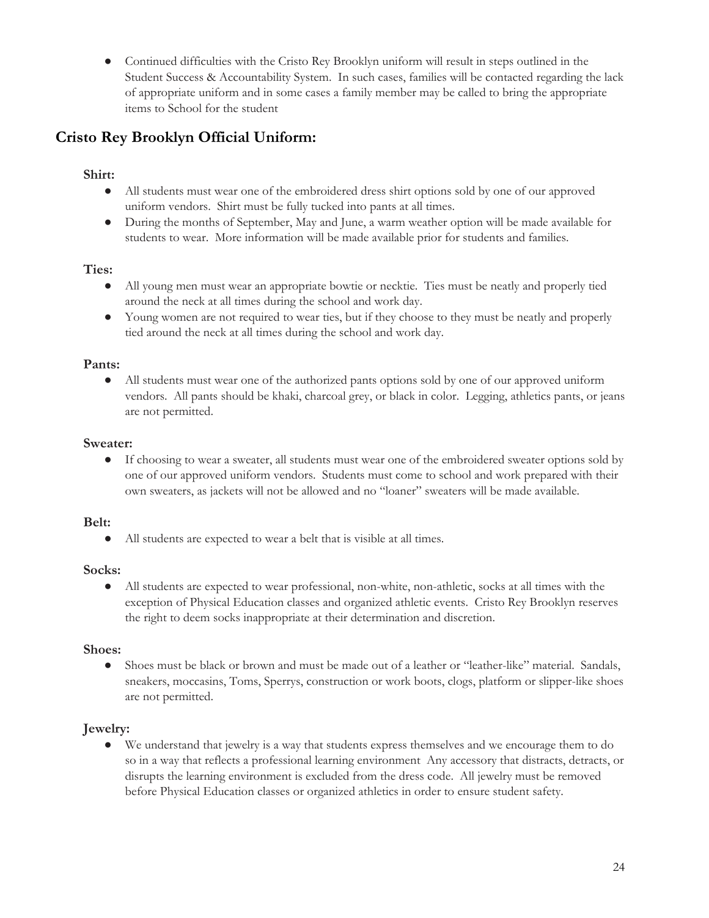- Continued difficulties with the Cristo Rey Brooklyn uniform will result in steps outlined in the Student Success & Accountability System. In such cases, families will be contacted regarding the lack of appropriate uniform and in some cases a family member may be called to bring the appropriate items to School for the student

## Cristo Rey Brooklyn Official Uniform:

### Shirt:

- All students must wear one of the embroidered dress shirt options sold by one of our approved uniform vendors. Shirt must be fully tucked into pants at all times.
- During the months of September, May and June, a warm weather option will be made available for students to wear. More information will be made available prior for students and families.

### Ties:

- All young men must wear an appropriate bowtie or necktie. Ties must be neatly and properly tied around the neck at all times during the school and work day.
- Young women are not required to wear ties, but if they choose to they must be neatly and properly tied around the neck at all times during the school and work day.

### Pants:

- All students must wear one of the authorized pants options sold by one of our approved uniform vendors. All pants should be khaki, charcoal grey, or black in color. Legging, athletics pants, or jeans are not permitted.

### Sweater:

- If choosing to wear a sweater, all students must wear one of the embroidered sweater options sold by one of our approved uniform vendors. Students must come to school and work prepared with their own sweaters, as jackets will not be allowed and no "loaner" sweaters will be made available.

### Belt:

- All students are expected to wear a belt that is visible at all times.

### Socks:

- All students are expected to wear professional, non-white, non-athletic, socks at all times with the exception of Physical Education classes and organized athletic events. Cristo Rey Brooklyn reserves the right to deem socks inappropriate at their determination and discretion.

### Shoes:

- Shoes must be black or brown and must be made out of a leather or "leather-like" material. Sandals, sneakers, moccasins, Toms, Sperrys, construction or work boots, clogs, platform or slipper-like shoes are not permitted.

### Jewelry:

- We understand that jewelry is a way that students express themselves and we encourage them to do so in a way that reflects a professional learning environment Any accessory that distracts, detracts, or disrupts the learning environment is excluded from the dress code. All jewelry must be removed before Physical Education classes or organized athletics in order to ensure student safety.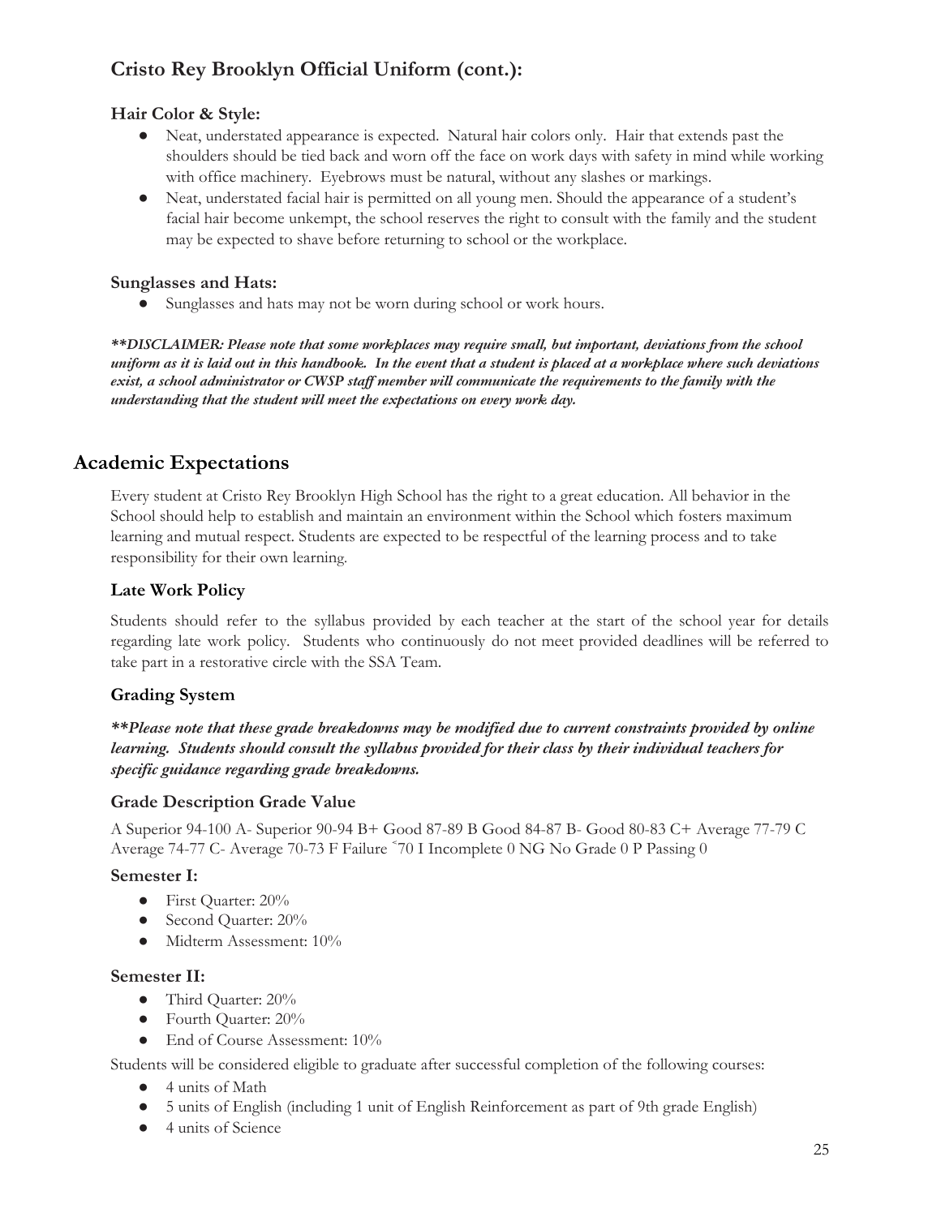## Cristo Rey Brooklyn Official Uniform (cont.):

### Hair Color & Style:

- Neat, understated appearance is expected. Natural hair colors only. Hair that extends past the shoulders should be tied back and worn off the face on work days with safety in mind while working with office machinery. Eyebrows must be natural, without any slashes or markings.
- Neat, understated facial hair is permitted on all young men. Should the appearance of a student's facial hair become unkempt, the school reserves the right to consult with the family and the student may be expected to shave before returning to school or the workplace.

### Sunglasses and Hats:

- Sunglasses and hats may not be worn during school or work hours.

***\*\*DISCLAIMER: Please note that some workplaces may require small, but important, deviations from the school uniform as it is laid out in this handbook. In the event that a student is placed at a workplace where such deviations exist, a school administrator or CWSP staff member will communicate the requirements to the family with the understanding that the student will meet the expectations on every work day.***

## Academic Expectations

Every student at Cristo Rey Brooklyn High School has the right to a great education. All behavior in the School should help to establish and maintain an environment within the School which fosters maximum learning and mutual respect. Students are expected to be respectful of the learning process and to take responsibility for their own learning.

### Late Work Policy

Students should refer to the syllabus provided by each teacher at the start of the school year for details regarding late work policy. Students who continuously do not meet provided deadlines will be referred to take part in a restorative circle with the SSA Team.

### Grading System

***\*\*Please note that these grade breakdowns may be modified due to current constraints provided by online learning. Students should consult the syllabus provided for their class by their individual teachers for specific guidance regarding grade breakdowns.***

### Grade Description Grade Value

A Superior 94-100 A- Superior 90-94 B+ Good 87-89 B Good 84-87 B- Good 80-83 C+ Average 77-79 C Average 74-77 C- Average 70-73 F Failure ˂70 I Incomplete 0 NG No Grade 0 P Passing 0

#### Semester I:

- First Quarter: 20%
- Second Quarter: 20%
- Midterm Assessment: 10%

#### Semester II:

- Third Quarter: 20%
- Fourth Quarter: 20%
- End of Course Assessment: 10%

Students will be considered eligible to graduate after successful completion of the following courses:

- 4 units of Math
- 5 units of English (including 1 unit of English Reinforcement as part of 9th grade English)
- 4 units of Science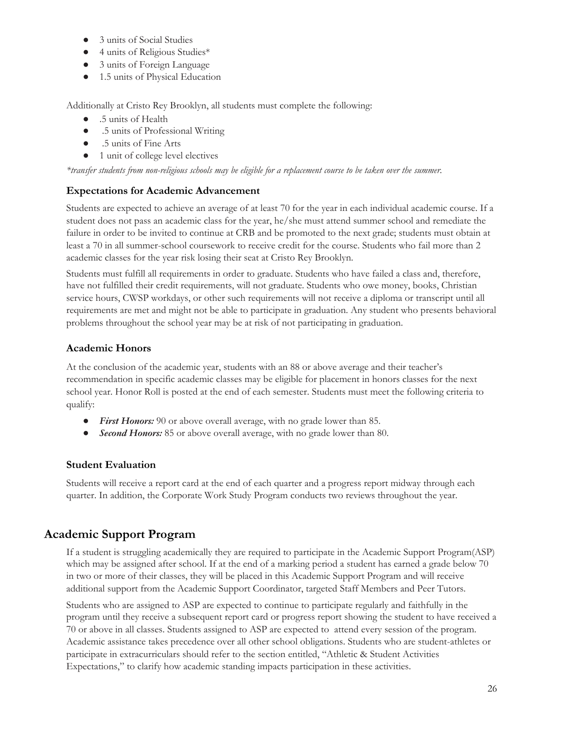- 3 units of Social Studies
- 4 units of Religious Studies*
- 3 units of Foreign Language
- 1.5 units of Physical Education

Additionally at Cristo Rey Brooklyn, all students must complete the following:

- .5 units of Health
- .5 units of Professional Writing
- .5 units of Fine Arts
- 1 unit of college level electives

*\*transfer students from non-religious schools may be eligible for a replacement course to be taken over the summer.*

### Expectations for Academic Advancement

Students are expected to achieve an average of at least 70 for the year in each individual academic course. If a student does not pass an academic class for the year, he/she must attend summer school and remediate the failure in order to be invited to continue at CRB and be promoted to the next grade; students must obtain at least a 70 in all summer-school coursework to receive credit for the course. Students who fail more than 2 academic classes for the year risk losing their seat at Cristo Rey Brooklyn.

Students must fulfill all requirements in order to graduate. Students who have failed a class and, therefore, have not fulfilled their credit requirements, will not graduate. Students who owe money, books, Christian service hours, CWSP workdays, or other such requirements will not receive a diploma or transcript until all requirements are met and might not be able to participate in graduation. Any student who presents behavioral problems throughout the school year may be at risk of not participating in graduation.

### Academic Honors

At the conclusion of the academic year, students with an 88 or above average and their teacher's recommendation in specific academic classes may be eligible for placement in honors classes for the next school year. Honor Roll is posted at the end of each semester. Students must meet the following criteria to qualify:

- ***First Honors:*** 90 or above overall average, with no grade lower than 85.
- ***Second Honors:*** 85 or above overall average, with no grade lower than 80.

### Student Evaluation

Students will receive a report card at the end of each quarter and a progress report midway through each quarter. In addition, the Corporate Work Study Program conducts two reviews throughout the year.

## Academic Support Program

If a student is struggling academically they are required to participate in the Academic Support Program(ASP) which may be assigned after school. If at the end of a marking period a student has earned a grade below 70 in two or more of their classes, they will be placed in this Academic Support Program and will receive additional support from the Academic Support Coordinator, targeted Staff Members and Peer Tutors.

Students who are assigned to ASP are expected to continue to participate regularly and faithfully in the program until they receive a subsequent report card or progress report showing the student to have received a 70 or above in all classes. Students assigned to ASP are expected to attend every session of the program. Academic assistance takes precedence over all other school obligations. Students who are student-athletes or participate in extracurriculars should refer to the section entitled, "Athletic & Student Activities Expectations," to clarify how academic standing impacts participation in these activities.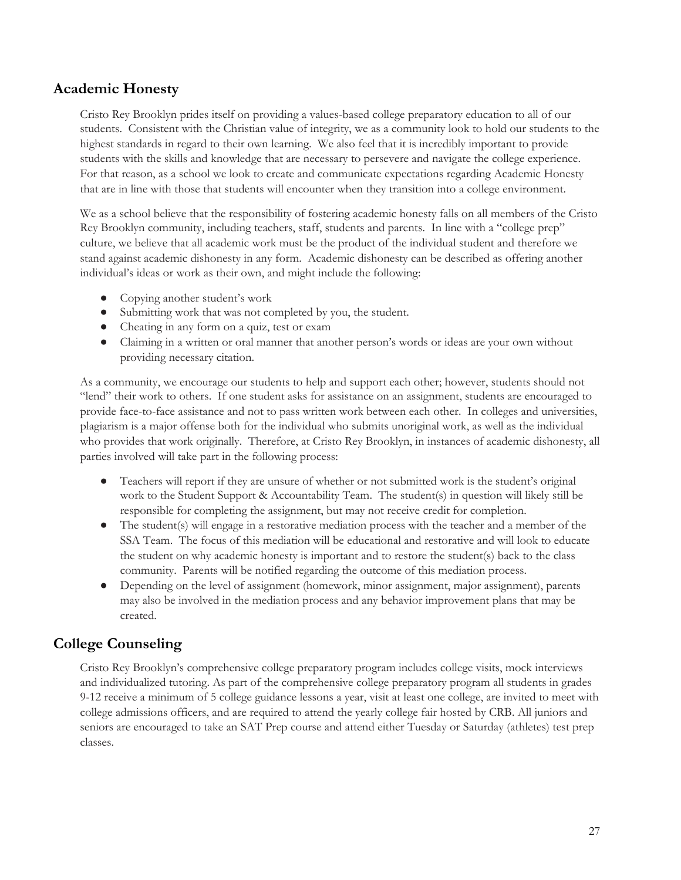## Academic Honesty

Cristo Rey Brooklyn prides itself on providing a values-based college preparatory education to all of our students. Consistent with the Christian value of integrity, we as a community look to hold our students to the highest standards in regard to their own learning. We also feel that it is incredibly important to provide students with the skills and knowledge that are necessary to persevere and navigate the college experience. For that reason, as a school we look to create and communicate expectations regarding Academic Honesty that are in line with those that students will encounter when they transition into a college environment.

We as a school believe that the responsibility of fostering academic honesty falls on all members of the Cristo Rey Brooklyn community, including teachers, staff, students and parents. In line with a "college prep" culture, we believe that all academic work must be the product of the individual student and therefore we stand against academic dishonesty in any form. Academic dishonesty can be described as offering another individual's ideas or work as their own, and might include the following:

- Copying another student's work
- Submitting work that was not completed by you, the student.
- Cheating in any form on a quiz, test or exam
- Claiming in a written or oral manner that another person's words or ideas are your own without providing necessary citation.

As a community, we encourage our students to help and support each other; however, students should not "lend" their work to others. If one student asks for assistance on an assignment, students are encouraged to provide face-to-face assistance and not to pass written work between each other. In colleges and universities, plagiarism is a major offense both for the individual who submits unoriginal work, as well as the individual who provides that work originally. Therefore, at Cristo Rey Brooklyn, in instances of academic dishonesty, all parties involved will take part in the following process:

- Teachers will report if they are unsure of whether or not submitted work is the student's original work to the Student Support & Accountability Team. The student(s) in question will likely still be responsible for completing the assignment, but may not receive credit for completion.
- The student(s) will engage in a restorative mediation process with the teacher and a member of the SSA Team. The focus of this mediation will be educational and restorative and will look to educate the student on why academic honesty is important and to restore the student(s) back to the class community. Parents will be notified regarding the outcome of this mediation process.
- Depending on the level of assignment (homework, minor assignment, major assignment), parents may also be involved in the mediation process and any behavior improvement plans that may be created.

## College Counseling

Cristo Rey Brooklyn's comprehensive college preparatory program includes college visits, mock interviews and individualized tutoring. As part of the comprehensive college preparatory program all students in grades 9-12 receive a minimum of 5 college guidance lessons a year, visit at least one college, are invited to meet with college admissions officers, and are required to attend the yearly college fair hosted by CRB. All juniors and seniors are encouraged to take an SAT Prep course and attend either Tuesday or Saturday (athletes) test prep classes.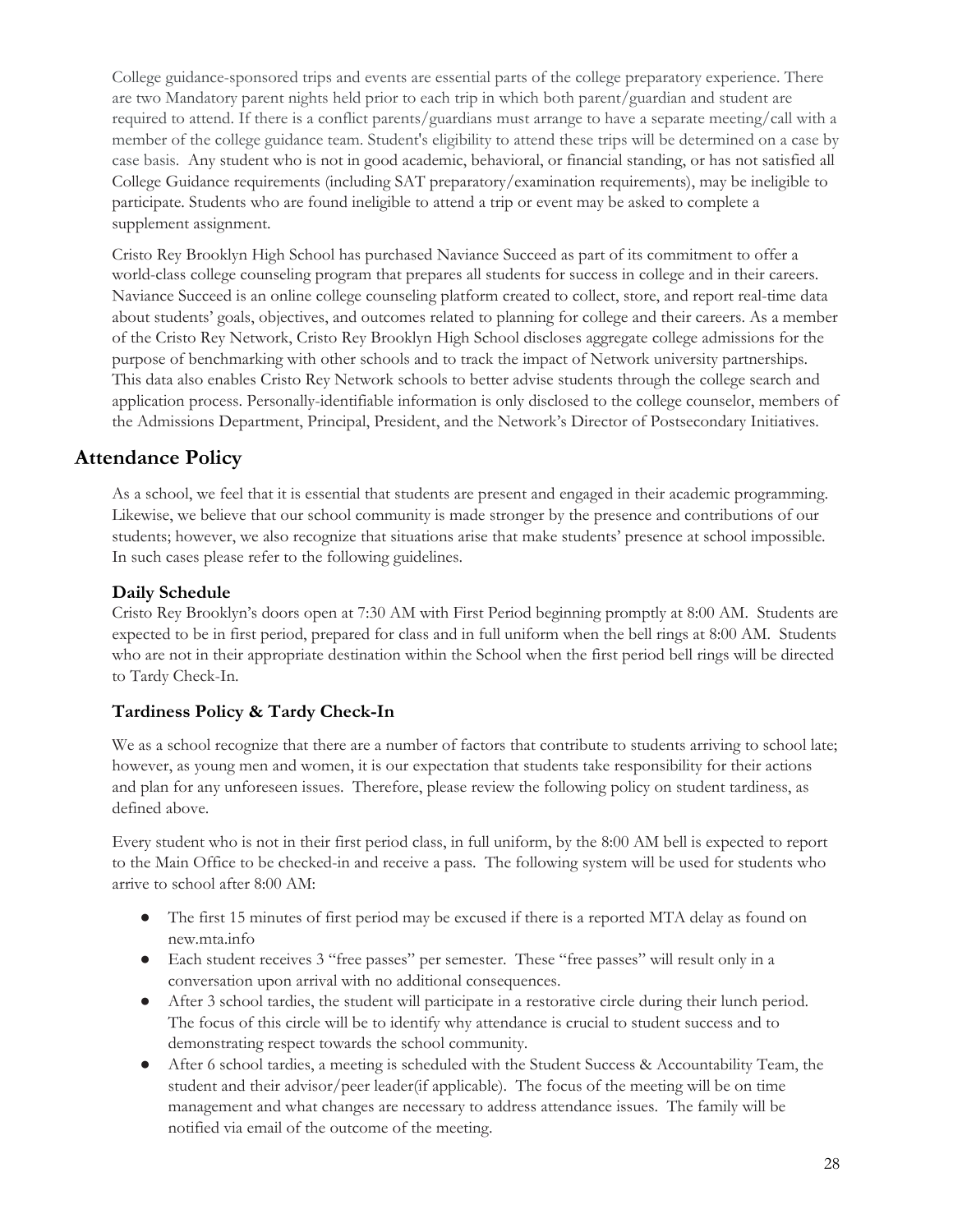College guidance-sponsored trips and events are essential parts of the college preparatory experience. There are two Mandatory parent nights held prior to each trip in which both parent/guardian and student are required to attend. If there is a conflict parents/guardians must arrange to have a separate meeting/call with a member of the college guidance team. Student's eligibility to attend these trips will be determined on a case by case basis. Any student who is not in good academic, behavioral, or financial standing, or has not satisfied all College Guidance requirements (including SAT preparatory/examination requirements), may be ineligible to participate. Students who are found ineligible to attend a trip or event may be asked to complete a supplement assignment.

Cristo Rey Brooklyn High School has purchased Naviance Succeed as part of its commitment to offer a world-class college counseling program that prepares all students for success in college and in their careers. Naviance Succeed is an online college counseling platform created to collect, store, and report real-time data about students' goals, objectives, and outcomes related to planning for college and their careers. As a member of the Cristo Rey Network, Cristo Rey Brooklyn High School discloses aggregate college admissions for the purpose of benchmarking with other schools and to track the impact of Network university partnerships. This data also enables Cristo Rey Network schools to better advise students through the college search and application process. Personally-identifiable information is only disclosed to the college counselor, members of the Admissions Department, Principal, President, and the Network's Director of Postsecondary Initiatives.

## Attendance Policy

As a school, we feel that it is essential that students are present and engaged in their academic programming. Likewise, we believe that our school community is made stronger by the presence and contributions of our students; however, we also recognize that situations arise that make students' presence at school impossible. In such cases please refer to the following guidelines.

### Daily Schedule

Cristo Rey Brooklyn's doors open at 7:30 AM with First Period beginning promptly at 8:00 AM. Students are expected to be in first period, prepared for class and in full uniform when the bell rings at 8:00 AM. Students who are not in their appropriate destination within the School when the first period bell rings will be directed to Tardy Check-In.

### Tardiness Policy & Tardy Check-In

We as a school recognize that there are a number of factors that contribute to students arriving to school late; however, as young men and women, it is our expectation that students take responsibility for their actions and plan for any unforeseen issues. Therefore, please review the following policy on student tardiness, as defined above.

Every student who is not in their first period class, in full uniform, by the 8:00 AM bell is expected to report to the Main Office to be checked-in and receive a pass. The following system will be used for students who arrive to school after 8:00 AM:

- The first 15 minutes of first period may be excused if there is a reported MTA delay as found on new.mta.info
- Each student receives 3 "free passes" per semester. These "free passes" will result only in a conversation upon arrival with no additional consequences.
- After 3 school tardies, the student will participate in a restorative circle during their lunch period. The focus of this circle will be to identify why attendance is crucial to student success and to demonstrating respect towards the school community.
- After 6 school tardies, a meeting is scheduled with the Student Success & Accountability Team, the student and their advisor/peer leader(if applicable). The focus of the meeting will be on time management and what changes are necessary to address attendance issues. The family will be notified via email of the outcome of the meeting.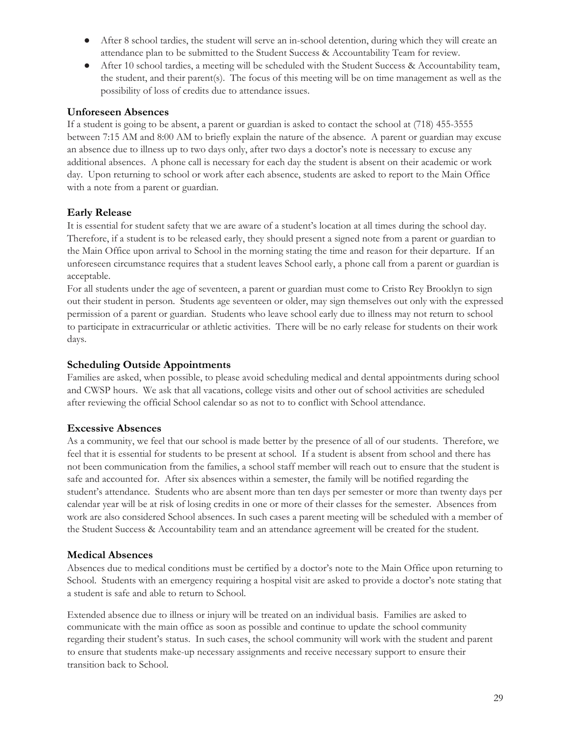- After 8 school tardies, the student will serve an in-school detention, during which they will create an attendance plan to be submitted to the Student Success & Accountability Team for review.
- After 10 school tardies, a meeting will be scheduled with the Student Success & Accountability team, the student, and their parent(s). The focus of this meeting will be on time management as well as the possibility of loss of credits due to attendance issues.

### Unforeseen Absences

If a student is going to be absent, a parent or guardian is asked to contact the school at (718) 455-3555 between 7:15 AM and 8:00 AM to briefly explain the nature of the absence. A parent or guardian may excuse an absence due to illness up to two days only, after two days a doctor's note is necessary to excuse any additional absences. A phone call is necessary for each day the student is absent on their academic or work day. Upon returning to school or work after each absence, students are asked to report to the Main Office with a note from a parent or guardian.

### Early Release

It is essential for student safety that we are aware of a student's location at all times during the school day. Therefore, if a student is to be released early, they should present a signed note from a parent or guardian to the Main Office upon arrival to School in the morning stating the time and reason for their departure. If an unforeseen circumstance requires that a student leaves School early, a phone call from a parent or guardian is acceptable.

For all students under the age of seventeen, a parent or guardian must come to Cristo Rey Brooklyn to sign out their student in person. Students age seventeen or older, may sign themselves out only with the expressed permission of a parent or guardian. Students who leave school early due to illness may not return to school to participate in extracurricular or athletic activities. There will be no early release for students on their work days.

### Scheduling Outside Appointments

Families are asked, when possible, to please avoid scheduling medical and dental appointments during school and CWSP hours. We ask that all vacations, college visits and other out of school activities are scheduled after reviewing the official School calendar so as not to to conflict with School attendance.

### Excessive Absences

As a community, we feel that our school is made better by the presence of all of our students. Therefore, we feel that it is essential for students to be present at school. If a student is absent from school and there has not been communication from the families, a school staff member will reach out to ensure that the student is safe and accounted for. After six absences within a semester, the family will be notified regarding the student's attendance. Students who are absent more than ten days per semester or more than twenty days per calendar year will be at risk of losing credits in one or more of their classes for the semester. Absences from work are also considered School absences. In such cases a parent meeting will be scheduled with a member of the Student Success & Accountability team and an attendance agreement will be created for the student.

### Medical Absences

Absences due to medical conditions must be certified by a doctor's note to the Main Office upon returning to School. Students with an emergency requiring a hospital visit are asked to provide a doctor's note stating that a student is safe and able to return to School.

Extended absence due to illness or injury will be treated on an individual basis. Families are asked to communicate with the main office as soon as possible and continue to update the school community regarding their student's status. In such cases, the school community will work with the student and parent to ensure that students make-up necessary assignments and receive necessary support to ensure their transition back to School.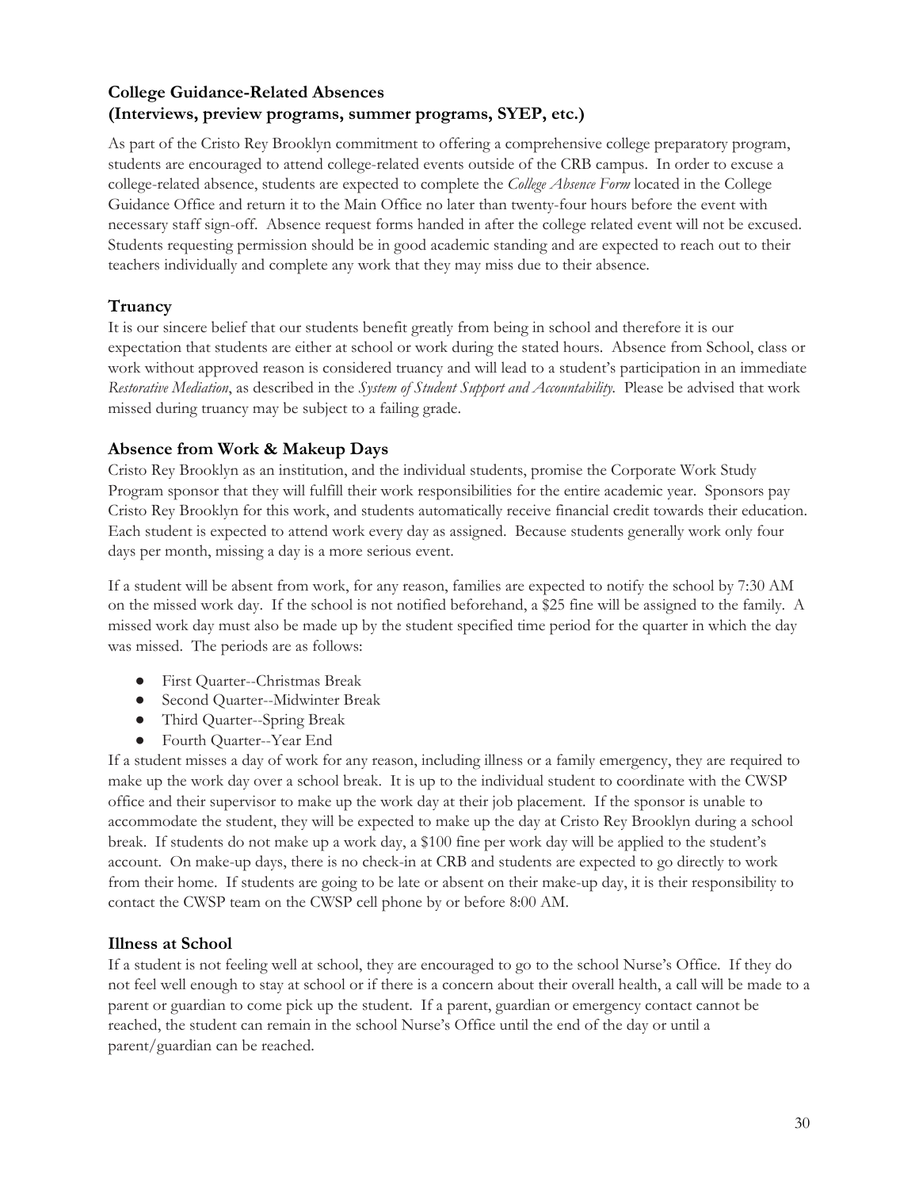### College Guidance-Related Absences
### (Interviews, preview programs, summer programs, SYEP, etc.)

As part of the Cristo Rey Brooklyn commitment to offering a comprehensive college preparatory program, students are encouraged to attend college-related events outside of the CRB campus. In order to excuse a college-related absence, students are expected to complete the *College Absence Form* located in the College Guidance Office and return it to the Main Office no later than twenty-four hours before the event with necessary staff sign-off. Absence request forms handed in after the college related event will not be excused. Students requesting permission should be in good academic standing and are expected to reach out to their teachers individually and complete any work that they may miss due to their absence.

### Truancy

It is our sincere belief that our students benefit greatly from being in school and therefore it is our expectation that students are either at school or work during the stated hours. Absence from School, class or work without approved reason is considered truancy and will lead to a student's participation in an immediate *Restorative Mediation*, as described in the *System of Student Support and Accountability*. Please be advised that work missed during truancy may be subject to a failing grade.

### Absence from Work & Makeup Days

Cristo Rey Brooklyn as an institution, and the individual students, promise the Corporate Work Study Program sponsor that they will fulfill their work responsibilities for the entire academic year. Sponsors pay Cristo Rey Brooklyn for this work, and students automatically receive financial credit towards their education. Each student is expected to attend work every day as assigned. Because students generally work only four days per month, missing a day is a more serious event.

If a student will be absent from work, for any reason, families are expected to notify the school by 7:30 AM on the missed work day. If the school is not notified beforehand, a $25 fine will be assigned to the family. A missed work day must also be made up by the student specified time period for the quarter in which the day was missed. The periods are as follows:

- First Quarter--Christmas Break
- Second Quarter--Midwinter Break
- Third Quarter--Spring Break
- Fourth Quarter--Year End

If a student misses a day of work for any reason, including illness or a family emergency, they are required to make up the work day over a school break. It is up to the individual student to coordinate with the CWSP office and their supervisor to make up the work day at their job placement. If the sponsor is unable to accommodate the student, they will be expected to make up the day at Cristo Rey Brooklyn during a school break. If students do not make up a work day, a $100 fine per work day will be applied to the student's account. On make-up days, there is no check-in at CRB and students are expected to go directly to work from their home. If students are going to be late or absent on their make-up day, it is their responsibility to contact the CWSP team on the CWSP cell phone by or before 8:00 AM.

### Illness at School

If a student is not feeling well at school, they are encouraged to go to the school Nurse's Office. If they do not feel well enough to stay at school or if there is a concern about their overall health, a call will be made to a parent or guardian to come pick up the student. If a parent, guardian or emergency contact cannot be reached, the student can remain in the school Nurse's Office until the end of the day or until a parent/guardian can be reached.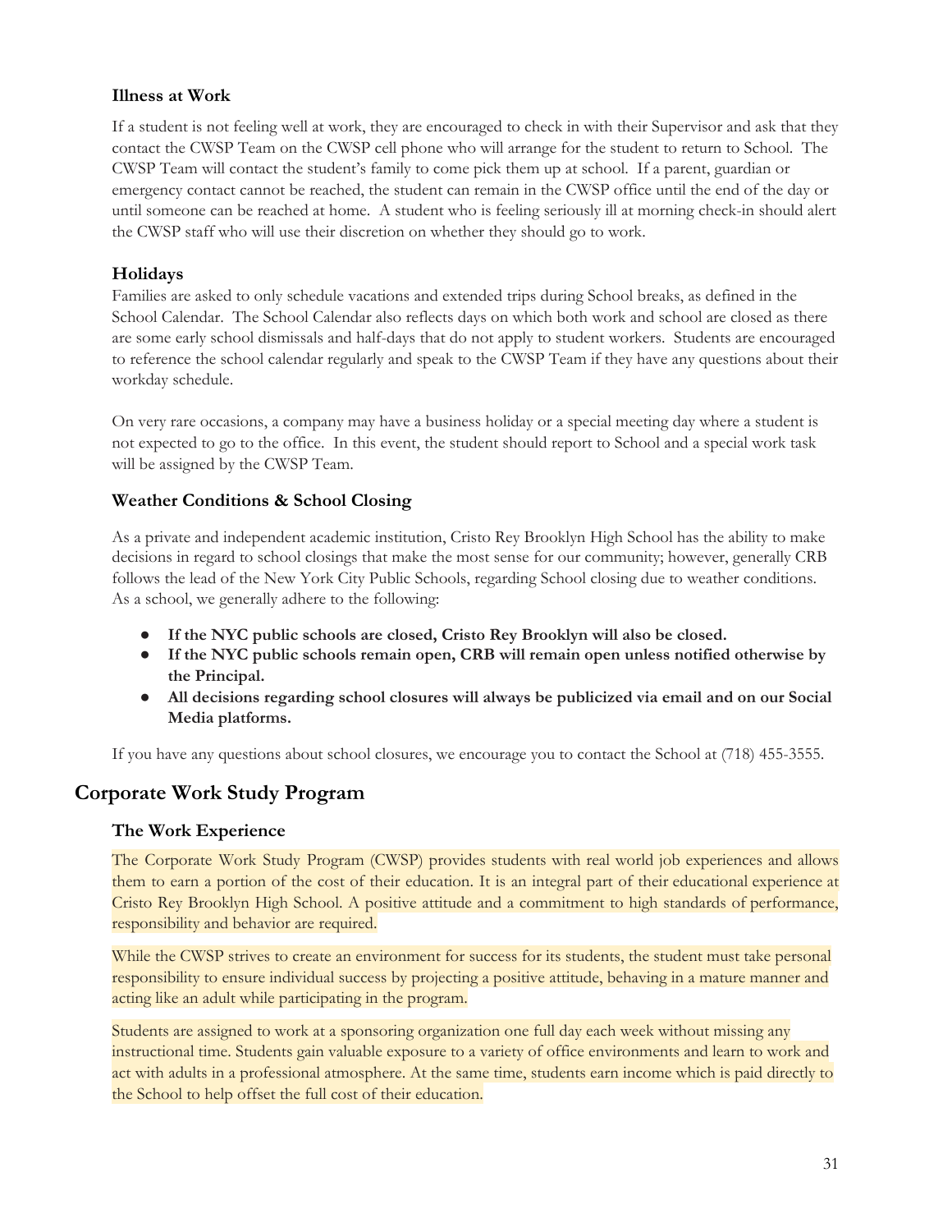### Illness at Work

If a student is not feeling well at work, they are encouraged to check in with their Supervisor and ask that they contact the CWSP Team on the CWSP cell phone who will arrange for the student to return to School. The CWSP Team will contact the student's family to come pick them up at school. If a parent, guardian or emergency contact cannot be reached, the student can remain in the CWSP office until the end of the day or until someone can be reached at home. A student who is feeling seriously ill at morning check-in should alert the CWSP staff who will use their discretion on whether they should go to work.

### Holidays

Families are asked to only schedule vacations and extended trips during School breaks, as defined in the School Calendar. The School Calendar also reflects days on which both work and school are closed as there are some early school dismissals and half-days that do not apply to student workers. Students are encouraged to reference the school calendar regularly and speak to the CWSP Team if they have any questions about their workday schedule.

On very rare occasions, a company may have a business holiday or a special meeting day where a student is not expected to go to the office. In this event, the student should report to School and a special work task will be assigned by the CWSP Team.

### Weather Conditions & School Closing

As a private and independent academic institution, Cristo Rey Brooklyn High School has the ability to make decisions in regard to school closings that make the most sense for our community; however, generally CRB follows the lead of the New York City Public Schools, regarding School closing due to weather conditions. As a school, we generally adhere to the following:

- **If the NYC public schools are closed, Cristo Rey Brooklyn will also be closed.**
- **If the NYC public schools remain open, CRB will remain open unless notified otherwise by the Principal.**
- **All decisions regarding school closures will always be publicized via email and on our Social Media platforms.**

If you have any questions about school closures, we encourage you to contact the School at (718) 455-3555.

## Corporate Work Study Program

### The Work Experience

The Corporate Work Study Program (CWSP) provides students with real world job experiences and allows them to earn a portion of the cost of their education. It is an integral part of their educational experience at Cristo Rey Brooklyn High School. A positive attitude and a commitment to high standards of performance, responsibility and behavior are required.

While the CWSP strives to create an environment for success for its students, the student must take personal responsibility to ensure individual success by projecting a positive attitude, behaving in a mature manner and acting like an adult while participating in the program.

Students are assigned to work at a sponsoring organization one full day each week without missing any instructional time. Students gain valuable exposure to a variety of office environments and learn to work and act with adults in a professional atmosphere. At the same time, students earn income which is paid directly to the School to help offset the full cost of their education.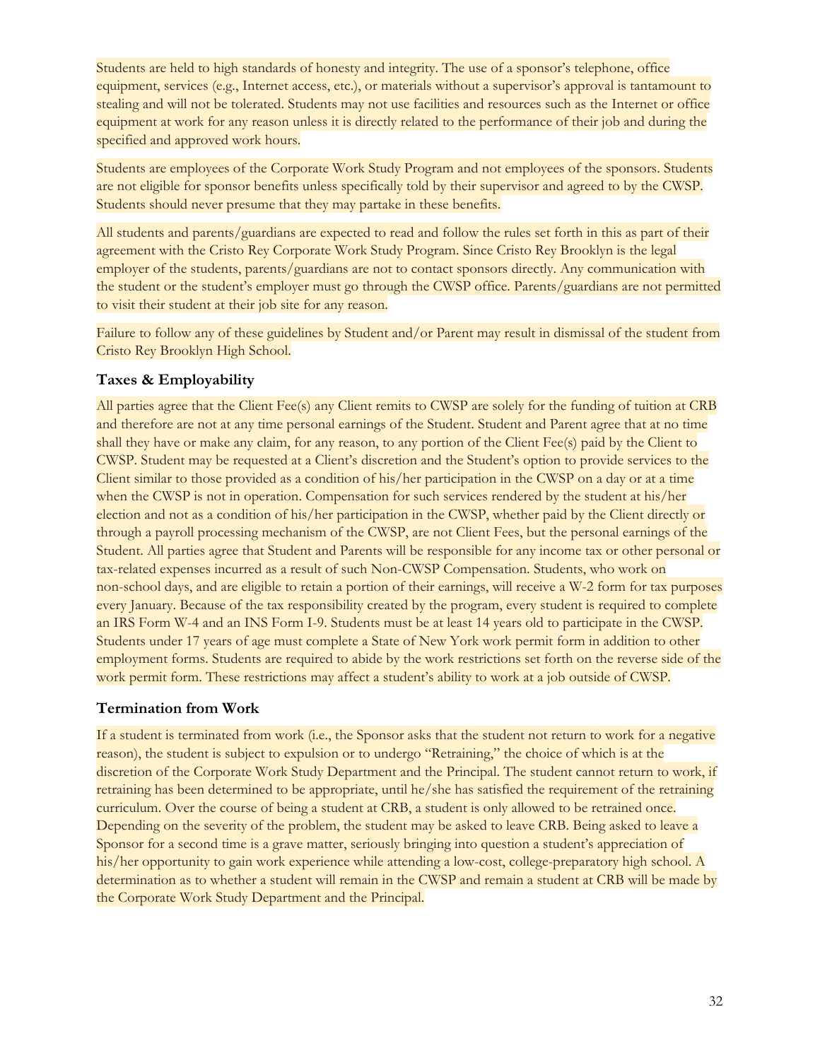Students are held to high standards of honesty and integrity. The use of a sponsor's telephone, office equipment, services (e.g., Internet access, etc.), or materials without a supervisor's approval is tantamount to stealing and will not be tolerated. Students may not use facilities and resources such as the Internet or office equipment at work for any reason unless it is directly related to the performance of their job and during the specified and approved work hours.

Students are employees of the Corporate Work Study Program and not employees of the sponsors. Students are not eligible for sponsor benefits unless specifically told by their supervisor and agreed to by the CWSP. Students should never presume that they may partake in these benefits.

All students and parents/guardians are expected to read and follow the rules set forth in this as part of their agreement with the Cristo Rey Corporate Work Study Program. Since Cristo Rey Brooklyn is the legal employer of the students, parents/guardians are not to contact sponsors directly. Any communication with the student or the student's employer must go through the CWSP office. Parents/guardians are not permitted to visit their student at their job site for any reason.

Failure to follow any of these guidelines by Student and/or Parent may result in dismissal of the student from Cristo Rey Brooklyn High School.

### Taxes & Employability

All parties agree that the Client Fee(s) any Client remits to CWSP are solely for the funding of tuition at CRB and therefore are not at any time personal earnings of the Student. Student and Parent agree that at no time shall they have or make any claim, for any reason, to any portion of the Client Fee(s) paid by the Client to CWSP. Student may be requested at a Client's discretion and the Student's option to provide services to the Client similar to those provided as a condition of his/her participation in the CWSP on a day or at a time when the CWSP is not in operation. Compensation for such services rendered by the student at his/her election and not as a condition of his/her participation in the CWSP, whether paid by the Client directly or through a payroll processing mechanism of the CWSP, are not Client Fees, but the personal earnings of the Student. All parties agree that Student and Parents will be responsible for any income tax or other personal or tax-related expenses incurred as a result of such Non-CWSP Compensation. Students, who work on non-school days, and are eligible to retain a portion of their earnings, will receive a W-2 form for tax purposes every January. Because of the tax responsibility created by the program, every student is required to complete an IRS Form W-4 and an INS Form I-9. Students must be at least 14 years old to participate in the CWSP. Students under 17 years of age must complete a State of New York work permit form in addition to other employment forms. Students are required to abide by the work restrictions set forth on the reverse side of the work permit form. These restrictions may affect a student's ability to work at a job outside of CWSP.

### Termination from Work

If a student is terminated from work (i.e., the Sponsor asks that the student not return to work for a negative reason), the student is subject to expulsion or to undergo "Retraining," the choice of which is at the discretion of the Corporate Work Study Department and the Principal. The student cannot return to work, if retraining has been determined to be appropriate, until he/she has satisfied the requirement of the retraining curriculum. Over the course of being a student at CRB, a student is only allowed to be retrained once. Depending on the severity of the problem, the student may be asked to leave CRB. Being asked to leave a Sponsor for a second time is a grave matter, seriously bringing into question a student's appreciation of his/her opportunity to gain work experience while attending a low-cost, college-preparatory high school. A determination as to whether a student will remain in the CWSP and remain a student at CRB will be made by the Corporate Work Study Department and the Principal.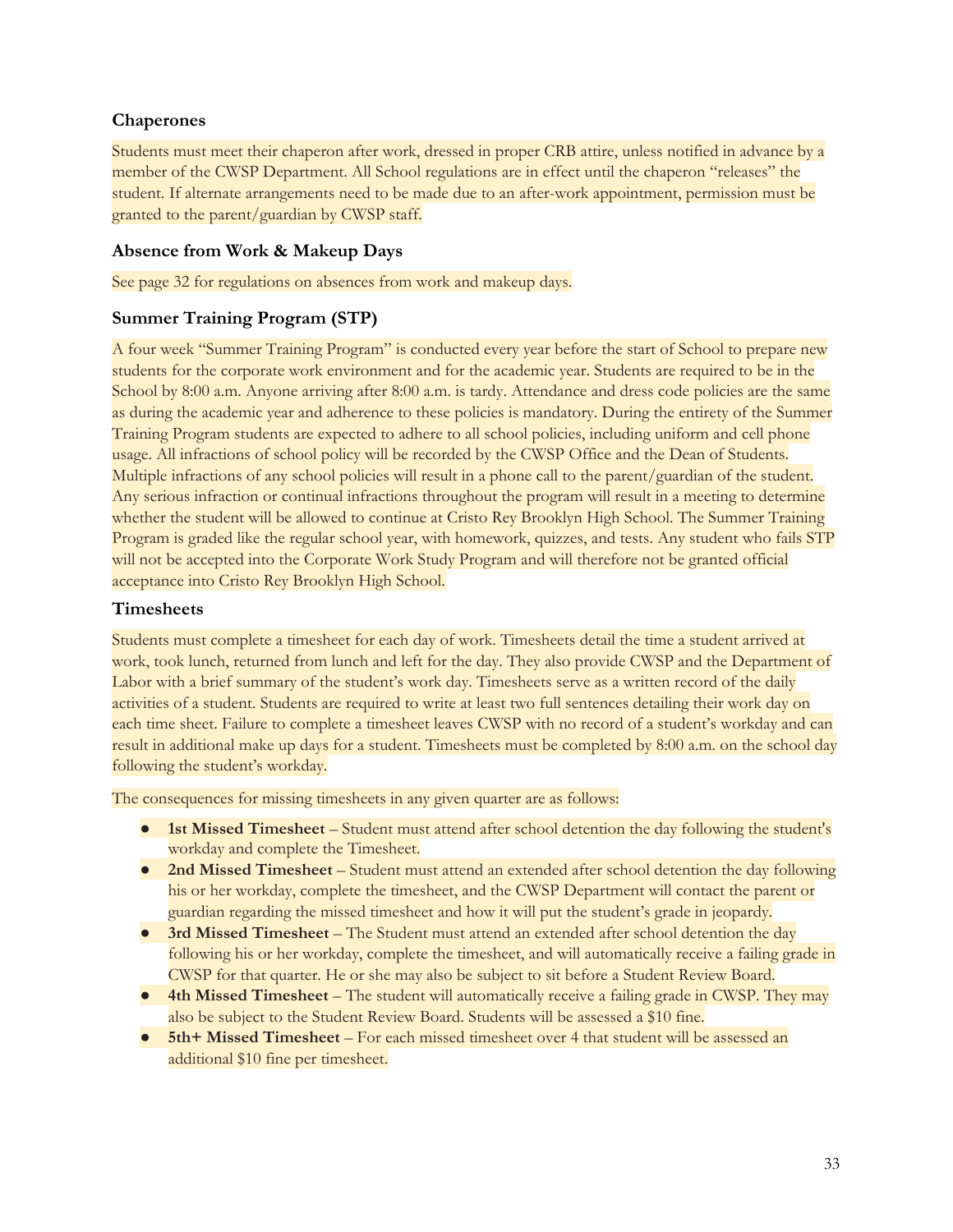### Chaperones

Students must meet their chaperon after work, dressed in proper CRB attire, unless notified in advance by a member of the CWSP Department. All School regulations are in effect until the chaperon "releases" the student. If alternate arrangements need to be made due to an after-work appointment, permission must be granted to the parent/guardian by CWSP staff.

### Absence from Work & Makeup Days

See page 32 for regulations on absences from work and makeup days.

### Summer Training Program (STP)

A four week "Summer Training Program" is conducted every year before the start of School to prepare new students for the corporate work environment and for the academic year. Students are required to be in the School by 8:00 a.m. Anyone arriving after 8:00 a.m. is tardy. Attendance and dress code policies are the same as during the academic year and adherence to these policies is mandatory. During the entirety of the Summer Training Program students are expected to adhere to all school policies, including uniform and cell phone usage. All infractions of school policy will be recorded by the CWSP Office and the Dean of Students. Multiple infractions of any school policies will result in a phone call to the parent/guardian of the student. Any serious infraction or continual infractions throughout the program will result in a meeting to determine whether the student will be allowed to continue at Cristo Rey Brooklyn High School. The Summer Training Program is graded like the regular school year, with homework, quizzes, and tests. Any student who fails STP will not be accepted into the Corporate Work Study Program and will therefore not be granted official acceptance into Cristo Rey Brooklyn High School.

### Timesheets

Students must complete a timesheet for each day of work. Timesheets detail the time a student arrived at work, took lunch, returned from lunch and left for the day. They also provide CWSP and the Department of Labor with a brief summary of the student's work day. Timesheets serve as a written record of the daily activities of a student. Students are required to write at least two full sentences detailing their work day on each time sheet. Failure to complete a timesheet leaves CWSP with no record of a student's workday and can result in additional make up days for a student. Timesheets must be completed by 8:00 a.m. on the school day following the student's workday.

The consequences for missing timesheets in any given quarter are as follows:

- **1st Missed Timesheet** – Student must attend after school detention the day following the student's workday and complete the Timesheet.
- **2nd Missed Timesheet** – Student must attend an extended after school detention the day following his or her workday, complete the timesheet, and the CWSP Department will contact the parent or guardian regarding the missed timesheet and how it will put the student's grade in jeopardy.
- **3rd Missed Timesheet** – The Student must attend an extended after school detention the day following his or her workday, complete the timesheet, and will automatically receive a failing grade in CWSP for that quarter. He or she may also be subject to sit before a Student Review Board.
- **4th Missed Timesheet** – The student will automatically receive a failing grade in CWSP. They may also be subject to the Student Review Board. Students will be assessed a $10 fine.
- **5th+ Missed Timesheet** – For each missed timesheet over 4 that student will be assessed an additional $10 fine per timesheet.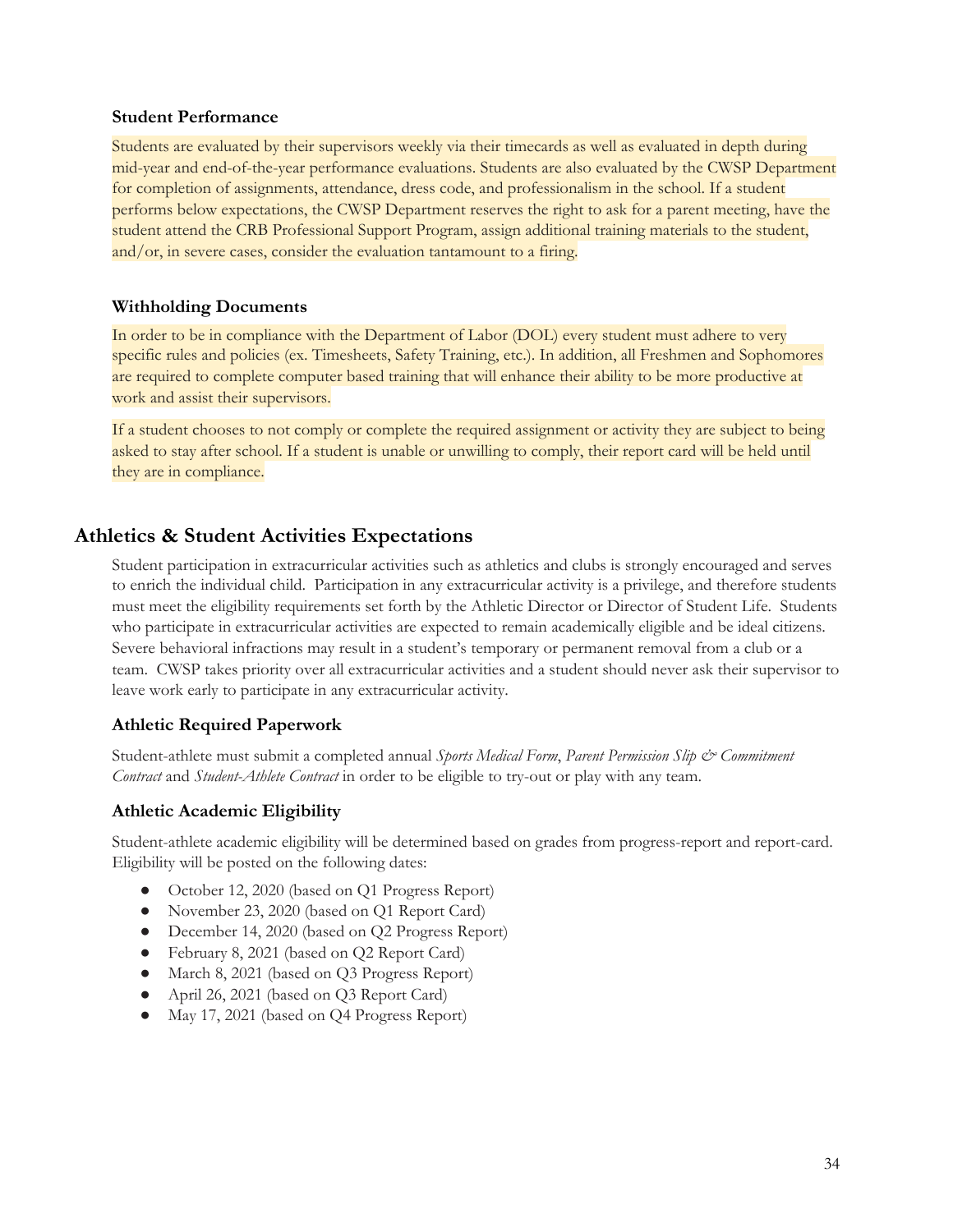### Student Performance

Students are evaluated by their supervisors weekly via their timecards as well as evaluated in depth during mid-year and end-of-the-year performance evaluations. Students are also evaluated by the CWSP Department for completion of assignments, attendance, dress code, and professionalism in the school. If a student performs below expectations, the CWSP Department reserves the right to ask for a parent meeting, have the student attend the CRB Professional Support Program, assign additional training materials to the student, and/or, in severe cases, consider the evaluation tantamount to a firing.

### Withholding Documents

In order to be in compliance with the Department of Labor (DOL) every student must adhere to very specific rules and policies (ex. Timesheets, Safety Training, etc.). In addition, all Freshmen and Sophomores are required to complete computer based training that will enhance their ability to be more productive at work and assist their supervisors.

If a student chooses to not comply or complete the required assignment or activity they are subject to being asked to stay after school. If a student is unable or unwilling to comply, their report card will be held until they are in compliance.

## Athletics & Student Activities Expectations

Student participation in extracurricular activities such as athletics and clubs is strongly encouraged and serves to enrich the individual child. Participation in any extracurricular activity is a privilege, and therefore students must meet the eligibility requirements set forth by the Athletic Director or Director of Student Life. Students who participate in extracurricular activities are expected to remain academically eligible and be ideal citizens. Severe behavioral infractions may result in a student's temporary or permanent removal from a club or a team. CWSP takes priority over all extracurricular activities and a student should never ask their supervisor to leave work early to participate in any extracurricular activity.

### Athletic Required Paperwork

Student-athlete must submit a completed annual *Sports Medical Form*, *Parent Permission Slip & Commitment Contract* and *Student-Athlete Contract* in order to be eligible to try-out or play with any team.

### Athletic Academic Eligibility

Student-athlete academic eligibility will be determined based on grades from progress-report and report-card. Eligibility will be posted on the following dates:

- October 12, 2020 (based on Q1 Progress Report)
- November 23, 2020 (based on Q1 Report Card)
- December 14, 2020 (based on Q2 Progress Report)
- February 8, 2021 (based on Q2 Report Card)
- March 8, 2021 (based on Q3 Progress Report)
- April 26, 2021 (based on Q3 Report Card)
- May 17, 2021 (based on Q4 Progress Report)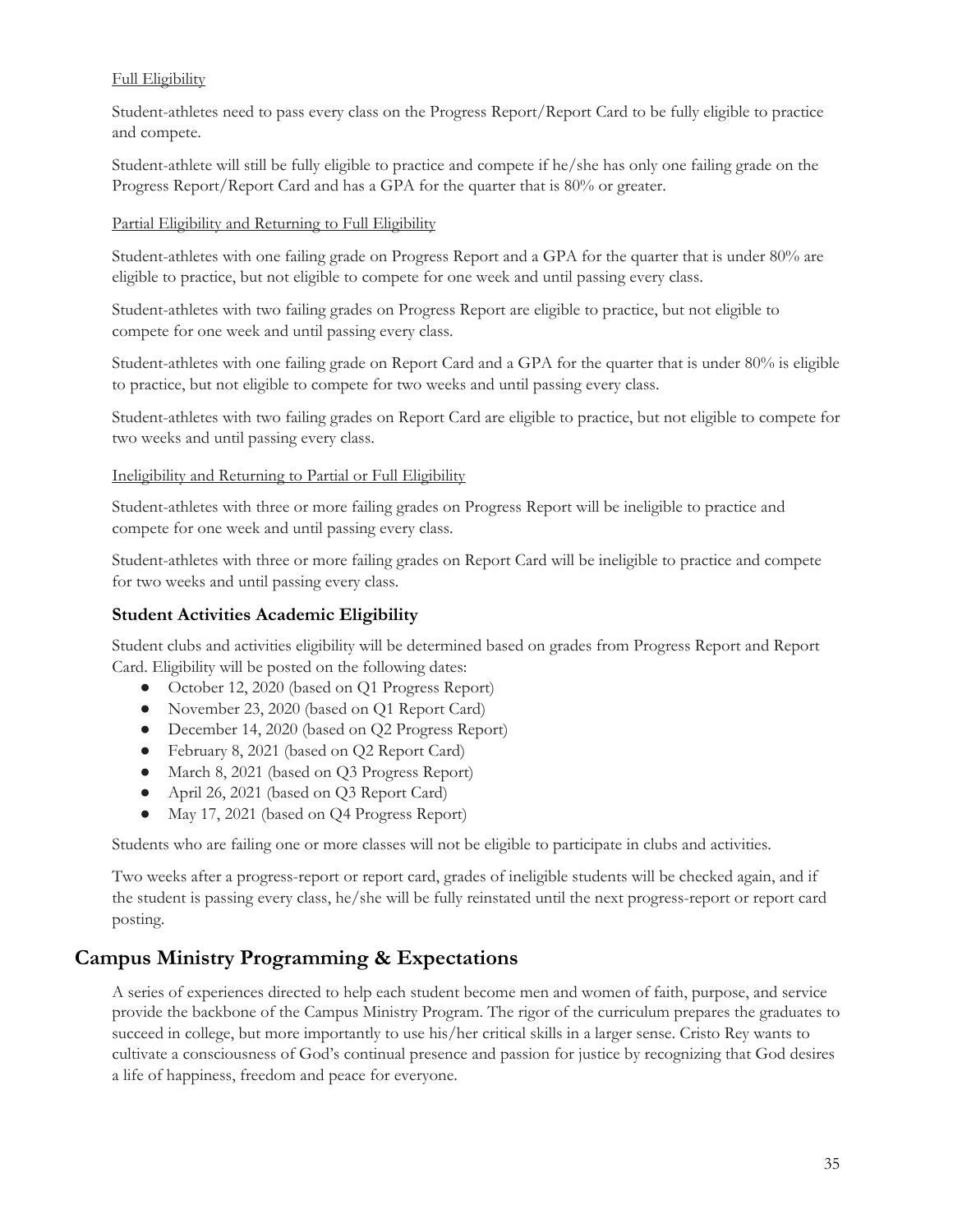Full Eligibility

Student-athletes need to pass every class on the Progress Report/Report Card to be fully eligible to practice and compete.

Student-athlete will still be fully eligible to practice and compete if he/she has only one failing grade on the Progress Report/Report Card and has a GPA for the quarter that is 80% or greater.

Partial Eligibility and Returning to Full Eligibility

Student-athletes with one failing grade on Progress Report and a GPA for the quarter that is under 80% are eligible to practice, but not eligible to compete for one week and until passing every class.

Student-athletes with two failing grades on Progress Report are eligible to practice, but not eligible to compete for one week and until passing every class.

Student-athletes with one failing grade on Report Card and a GPA for the quarter that is under 80% is eligible to practice, but not eligible to compete for two weeks and until passing every class.

Student-athletes with two failing grades on Report Card are eligible to practice, but not eligible to compete for two weeks and until passing every class.

Ineligibility and Returning to Partial or Full Eligibility

Student-athletes with three or more failing grades on Progress Report will be ineligible to practice and compete for one week and until passing every class.

Student-athletes with three or more failing grades on Report Card will be ineligible to practice and compete for two weeks and until passing every class.

### Student Activities Academic Eligibility

Student clubs and activities eligibility will be determined based on grades from Progress Report and Report Card. Eligibility will be posted on the following dates:

- October 12, 2020 (based on Q1 Progress Report)
- November 23, 2020 (based on Q1 Report Card)
- December 14, 2020 (based on Q2 Progress Report)
- February 8, 2021 (based on Q2 Report Card)
- March 8, 2021 (based on Q3 Progress Report)
- April 26, 2021 (based on Q3 Report Card)
- May 17, 2021 (based on Q4 Progress Report)

Students who are failing one or more classes will not be eligible to participate in clubs and activities.

Two weeks after a progress-report or report card, grades of ineligible students will be checked again, and if the student is passing every class, he/she will be fully reinstated until the next progress-report or report card posting.

## Campus Ministry Programming & Expectations

A series of experiences directed to help each student become men and women of faith, purpose, and service provide the backbone of the Campus Ministry Program. The rigor of the curriculum prepares the graduates to succeed in college, but more importantly to use his/her critical skills in a larger sense. Cristo Rey wants to cultivate a consciousness of God's continual presence and passion for justice by recognizing that God desires a life of happiness, freedom and peace for everyone.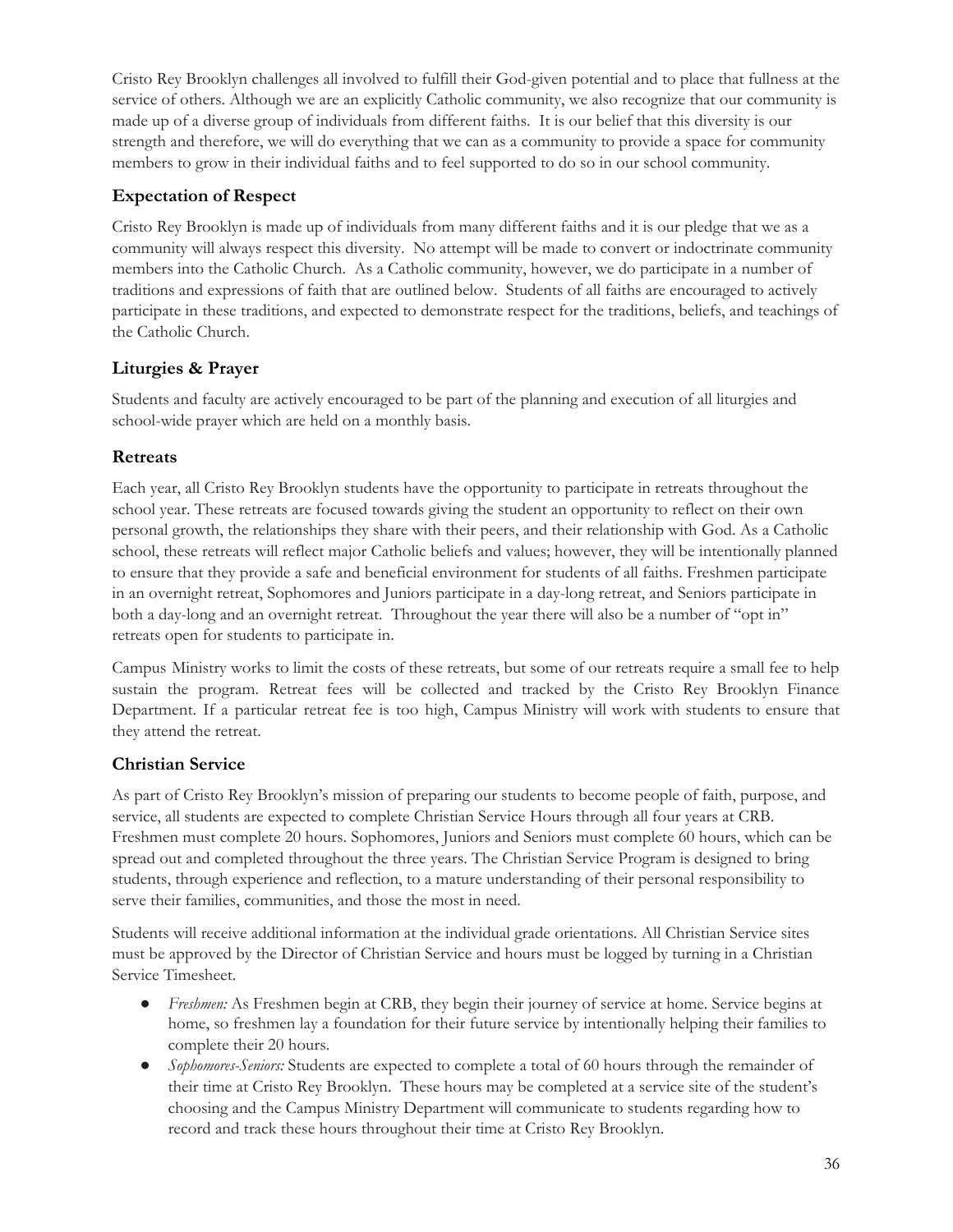Cristo Rey Brooklyn challenges all involved to fulfill their God-given potential and to place that fullness at the service of others. Although we are an explicitly Catholic community, we also recognize that our community is made up of a diverse group of individuals from different faiths. It is our belief that this diversity is our strength and therefore, we will do everything that we can as a community to provide a space for community members to grow in their individual faiths and to feel supported to do so in our school community.

## Expectation of Respect

Cristo Rey Brooklyn is made up of individuals from many different faiths and it is our pledge that we as a community will always respect this diversity. No attempt will be made to convert or indoctrinate community members into the Catholic Church. As a Catholic community, however, we do participate in a number of traditions and expressions of faith that are outlined below. Students of all faiths are encouraged to actively participate in these traditions, and expected to demonstrate respect for the traditions, beliefs, and teachings of the Catholic Church.

## Liturgies & Prayer

Students and faculty are actively encouraged to be part of the planning and execution of all liturgies and school-wide prayer which are held on a monthly basis.

## Retreats

Each year, all Cristo Rey Brooklyn students have the opportunity to participate in retreats throughout the school year. These retreats are focused towards giving the student an opportunity to reflect on their own personal growth, the relationships they share with their peers, and their relationship with God. As a Catholic school, these retreats will reflect major Catholic beliefs and values; however, they will be intentionally planned to ensure that they provide a safe and beneficial environment for students of all faiths. Freshmen participate in an overnight retreat, Sophomores and Juniors participate in a day-long retreat, and Seniors participate in both a day-long and an overnight retreat. Throughout the year there will also be a number of "opt in" retreats open for students to participate in.

Campus Ministry works to limit the costs of these retreats, but some of our retreats require a small fee to help sustain the program. Retreat fees will be collected and tracked by the Cristo Rey Brooklyn Finance Department. If a particular retreat fee is too high, Campus Ministry will work with students to ensure that they attend the retreat.

## Christian Service

As part of Cristo Rey Brooklyn's mission of preparing our students to become people of faith, purpose, and service, all students are expected to complete Christian Service Hours through all four years at CRB. Freshmen must complete 20 hours. Sophomores, Juniors and Seniors must complete 60 hours, which can be spread out and completed throughout the three years. The Christian Service Program is designed to bring students, through experience and reflection, to a mature understanding of their personal responsibility to serve their families, communities, and those the most in need.

Students will receive additional information at the individual grade orientations. All Christian Service sites must be approved by the Director of Christian Service and hours must be logged by turning in a Christian Service Timesheet.

- *Freshmen:* As Freshmen begin at CRB, they begin their journey of service at home. Service begins at home, so freshmen lay a foundation for their future service by intentionally helping their families to complete their 20 hours.
- *Sophomores-Seniors:* Students are expected to complete a total of 60 hours through the remainder of their time at Cristo Rey Brooklyn. These hours may be completed at a service site of the student's choosing and the Campus Ministry Department will communicate to students regarding how to record and track these hours throughout their time at Cristo Rey Brooklyn.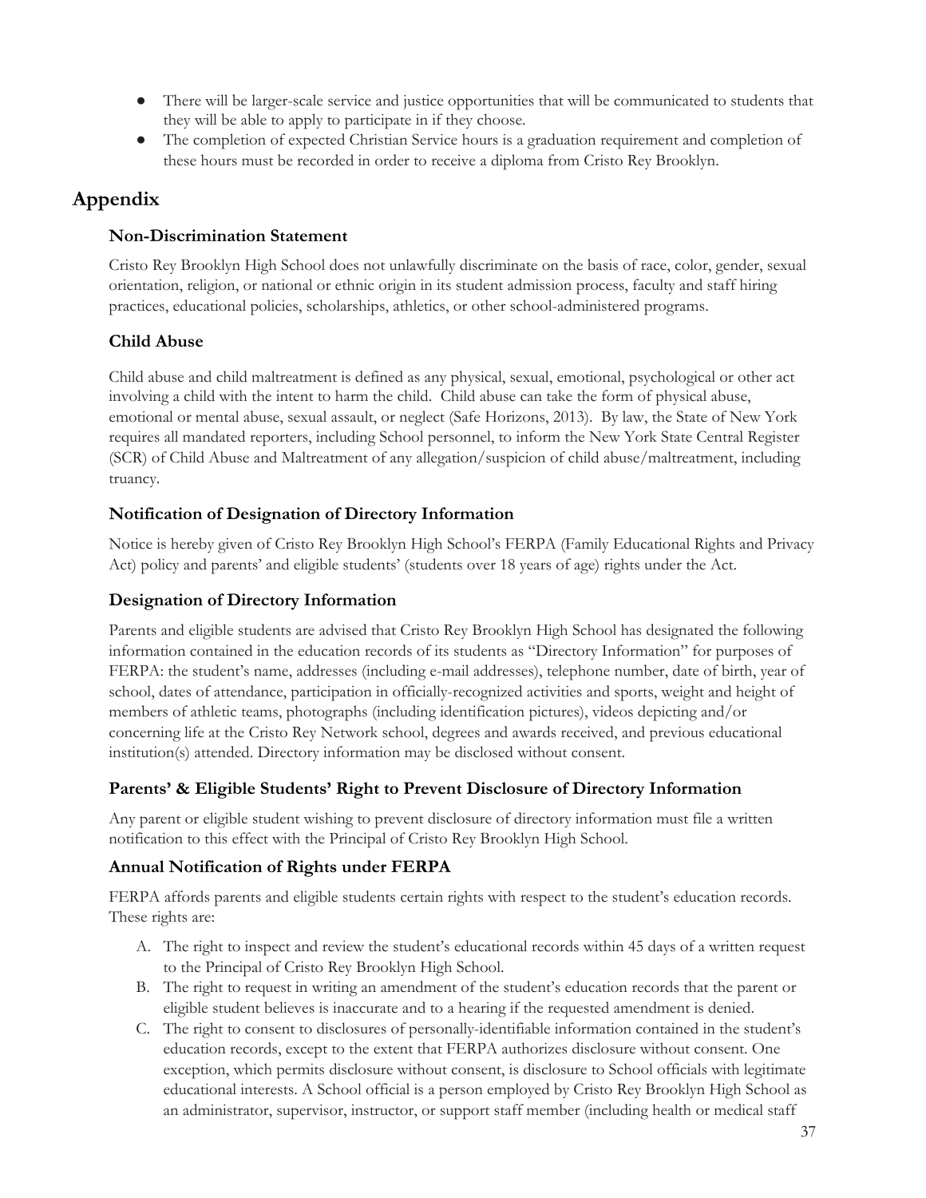- There will be larger-scale service and justice opportunities that will be communicated to students that they will be able to apply to participate in if they choose.
- The completion of expected Christian Service hours is a graduation requirement and completion of these hours must be recorded in order to receive a diploma from Cristo Rey Brooklyn.

# Appendix

### Non-Discrimination Statement

Cristo Rey Brooklyn High School does not unlawfully discriminate on the basis of race, color, gender, sexual orientation, religion, or national or ethnic origin in its student admission process, faculty and staff hiring practices, educational policies, scholarships, athletics, or other school-administered programs.

### Child Abuse

Child abuse and child maltreatment is defined as any physical, sexual, emotional, psychological or other act involving a child with the intent to harm the child. Child abuse can take the form of physical abuse, emotional or mental abuse, sexual assault, or neglect (Safe Horizons, 2013). By law, the State of New York requires all mandated reporters, including School personnel, to inform the New York State Central Register (SCR) of Child Abuse and Maltreatment of any allegation/suspicion of child abuse/maltreatment, including truancy.

### Notification of Designation of Directory Information

Notice is hereby given of Cristo Rey Brooklyn High School's FERPA (Family Educational Rights and Privacy Act) policy and parents' and eligible students' (students over 18 years of age) rights under the Act.

### Designation of Directory Information

Parents and eligible students are advised that Cristo Rey Brooklyn High School has designated the following information contained in the education records of its students as "Directory Information" for purposes of FERPA: the student's name, addresses (including e-mail addresses), telephone number, date of birth, year of school, dates of attendance, participation in officially-recognized activities and sports, weight and height of members of athletic teams, photographs (including identification pictures), videos depicting and/or concerning life at the Cristo Rey Network school, degrees and awards received, and previous educational institution(s) attended. Directory information may be disclosed without consent.

### Parents' & Eligible Students' Right to Prevent Disclosure of Directory Information

Any parent or eligible student wishing to prevent disclosure of directory information must file a written notification to this effect with the Principal of Cristo Rey Brooklyn High School.

### Annual Notification of Rights under FERPA

FERPA affords parents and eligible students certain rights with respect to the student's education records. These rights are:

A. The right to inspect and review the student's educational records within 45 days of a written request to the Principal of Cristo Rey Brooklyn High School.
B. The right to request in writing an amendment of the student's education records that the parent or eligible student believes is inaccurate and to a hearing if the requested amendment is denied.
C. The right to consent to disclosures of personally-identifiable information contained in the student's education records, except to the extent that FERPA authorizes disclosure without consent. One exception, which permits disclosure without consent, is disclosure to School officials with legitimate educational interests. A School official is a person employed by Cristo Rey Brooklyn High School as an administrator, supervisor, instructor, or support staff member (including health or medical staff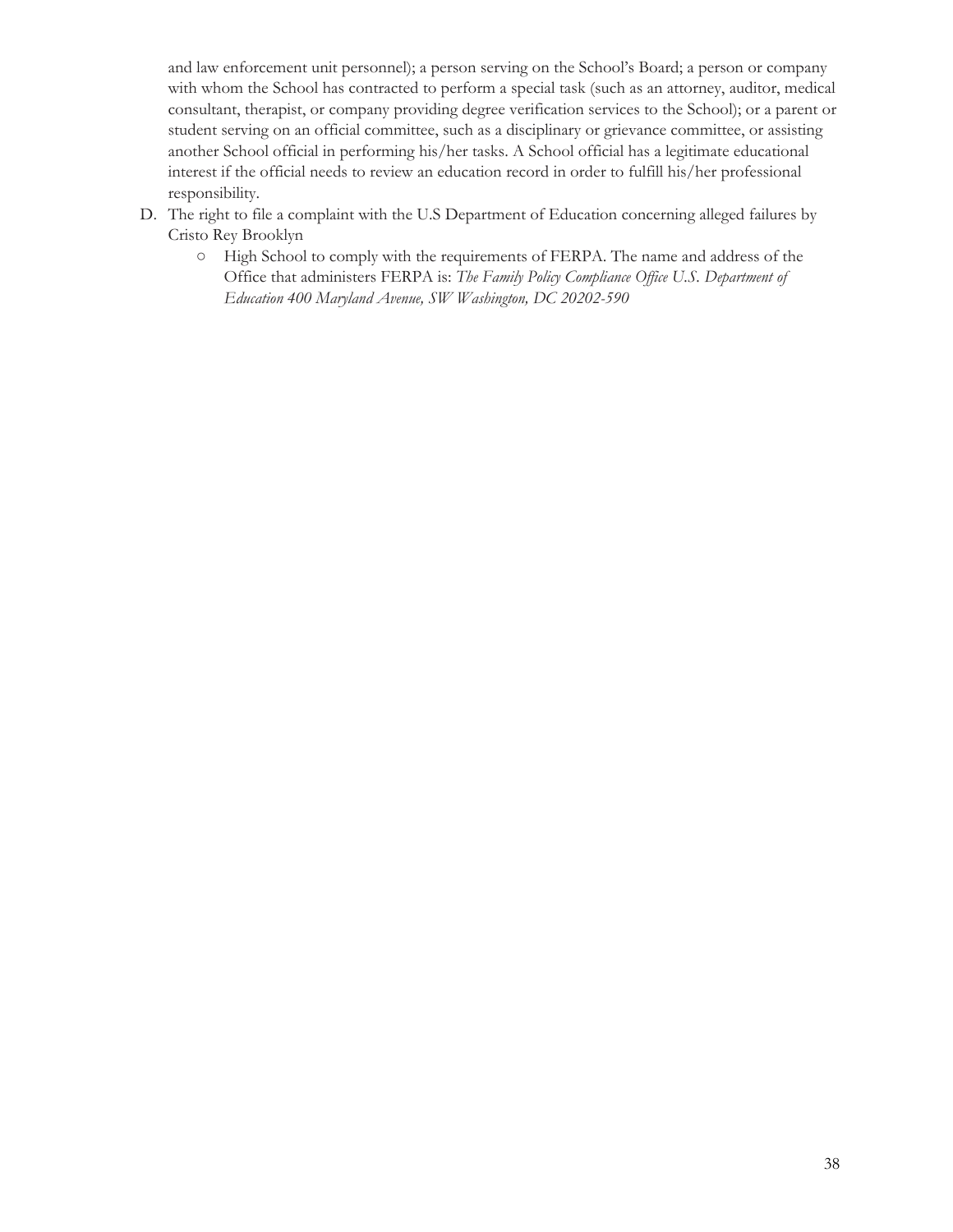and law enforcement unit personnel); a person serving on the School's Board; a person or company with whom the School has contracted to perform a special task (such as an attorney, auditor, medical consultant, therapist, or company providing degree verification services to the School); or a parent or student serving on an official committee, such as a disciplinary or grievance committee, or assisting another School official in performing his/her tasks. A School official has a legitimate educational interest if the official needs to review an education record in order to fulfill his/her professional responsibility.

D. The right to file a complaint with the U.S Department of Education concerning alleged failures by Cristo Rey Brooklyn
   - High School to comply with the requirements of FERPA. The name and address of the Office that administers FERPA is: *The Family Policy Compliance Office U.S. Department of Education 400 Maryland Avenue, SW Washington, DC 20202-590*